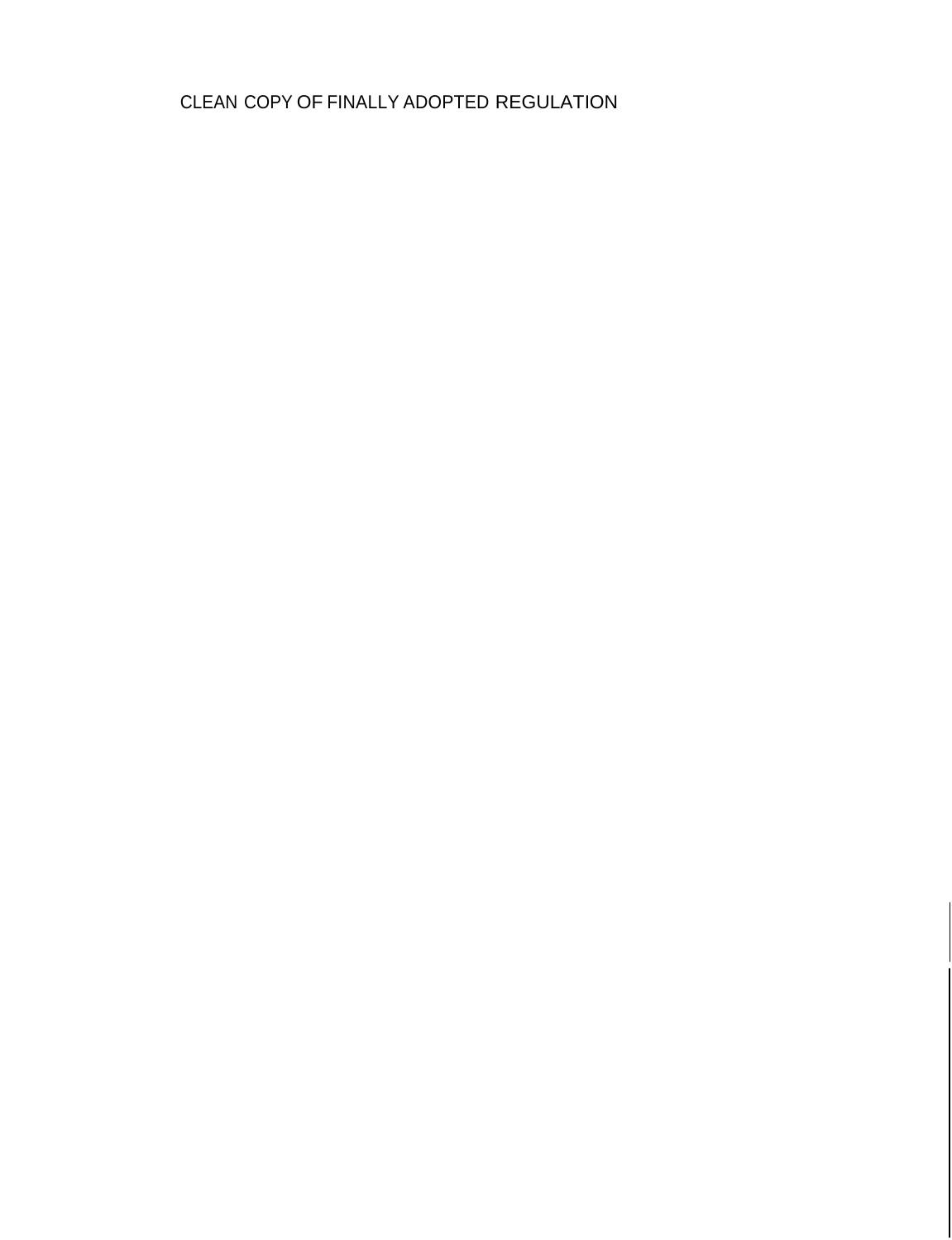CLEAN COPY OF FINALLY ADOPTED REGULATION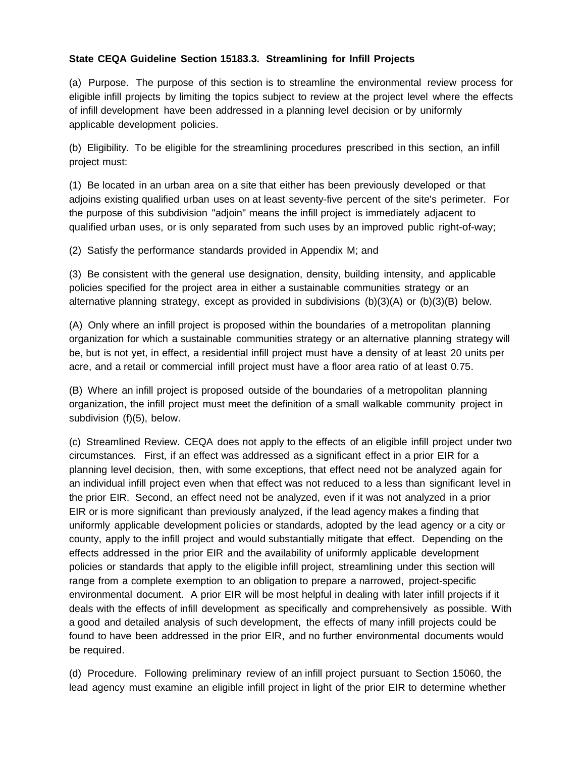**State CEQA Guideline Section 15183.3. Streamlining for Infill Projects**

(a) Purpose. The purpose of this section is to streamline the environmental review process for eligible infill projects by limiting the topics subject to review at the project level where the effects of infill development have been addressed in a planning level decision or by uniformly applicable development policies.

(b) Eligibility. To be eligible for the streamlining procedures prescribed in this section, an infill project must:

(1) Be located in an urban area on a site that either has been previously developed or that adjoins existing qualified urban uses on at least seventy-five percent of the site's perimeter. For the purpose of this subdivision "adjoin" means the infill project is immediately adjacent to qualified urban uses, or is only separated from such uses by an improved public right-of-way;

(2) Satisfy the performance standards provided in Appendix M; and

(3) Be consistent with the general use designation, density, building intensity, and applicable policies specified for the project area in either a sustainable communities strategy or an alternative planning strategy, except as provided in subdivisions (b)(3)(A) or (b)(3)(B) below.

(A) Only where an infill project is proposed within the boundaries of a metropolitan planning organization for which a sustainable communities strategy or an alternative planning strategy will be, but is not yet, in effect, a residential infill project must have a density of at least 20 units per acre, and a retail or commercial infill project must have a floor area ratio of at least 0.75.

(B) Where an infill project is proposed outside of the boundaries of a metropolitan planning organization, the infill project must meet the definition of a small walkable community project in subdivision (f)(5), below.

(c) Streamlined Review. CEQA does not apply to the effects of an eligible infill project under two circumstances. First, if an effect was addressed as a significant effect in a prior EIR for a planning level decision, then, with some exceptions, that effect need not be analyzed again for an individual infill project even when that effect was not reduced to a less than significant level in the prior EIR. Second, an effect need not be analyzed, even if it was not analyzed in a prior EIR or is more significant than previously analyzed, if the lead agency makes a finding that uniformly applicable development policies or standards, adopted by the lead agency or a city or county, apply to the infill project and would substantially mitigate that effect. Depending on the effects addressed in the prior EIR and the availability of uniformly applicable development policies or standards that apply to the eligible infill project, streamlining under this section will range from a complete exemption to an obligation to prepare a narrowed, project-specific environmental document. A prior EIR will be most helpful in dealing with later infill projects if it deals with the effects of infill development as specifically and comprehensively as possible. With a good and detailed analysis of such development, the effects of many infill projects could be found to have been addressed in the prior EIR, and no further environmental documents would be required.

(d) Procedure. Following preliminary review of an infill project pursuant to Section 15060, the lead agency must examine an eligible infill project in light of the prior EIR to determine whether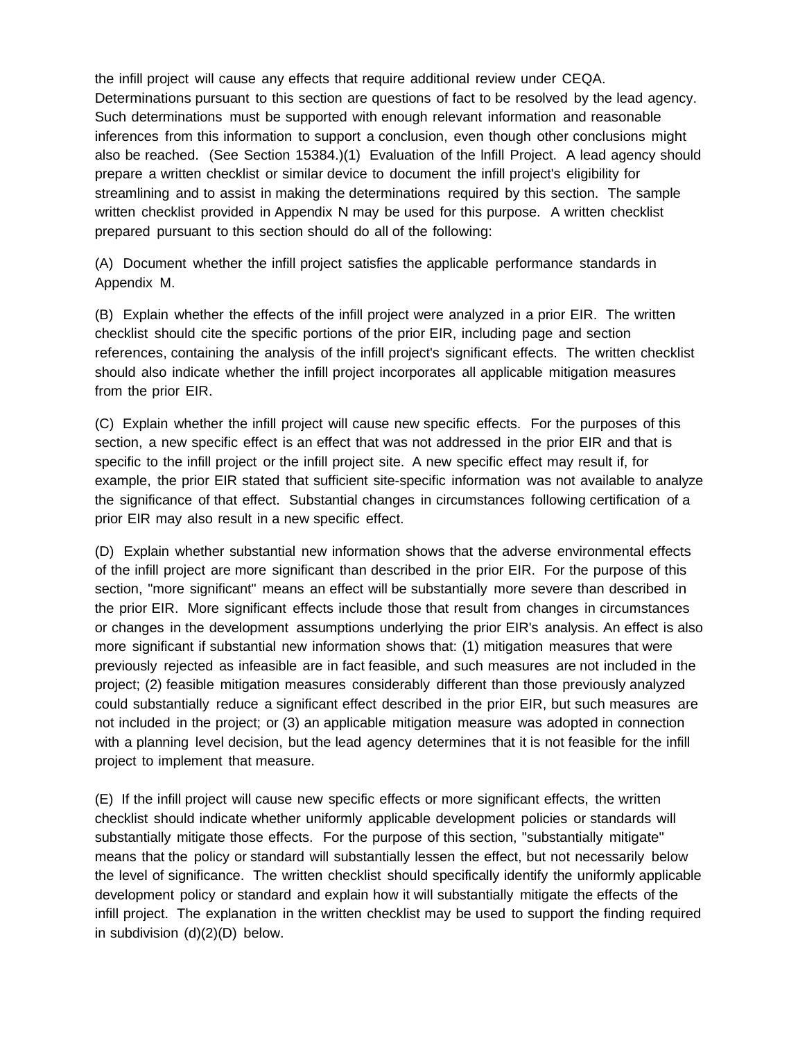the infill project will cause any effects that require additional review under CEQA. Determinations pursuant to this section are questions of fact to be resolved by the lead agency. Such determinations must be supported with enough relevant information and reasonable inferences from this information to support a conclusion, even though other conclusions might also be reached. (See Section 15384.)(1) Evaluation of the lnfill Project. A lead agency should prepare a written checklist or similar device to document the infill project's eligibility for streamlining and to assist in making the determinations required by this section. The sample written checklist provided in Appendix N may be used for this purpose. A written checklist prepared pursuant to this section should do all of the following:

(A) Document whether the infill project satisfies the applicable performance standards in Appendix M.

(B) Explain whether the effects of the infill project were analyzed in a prior EIR. The written checklist should cite the specific portions of the prior EIR, including page and section references, containing the analysis of the infill project's significant effects. The written checklist should also indicate whether the infill project incorporates all applicable mitigation measures from the prior EIR.

(C) Explain whether the infill project will cause new specific effects. For the purposes of this section, a new specific effect is an effect that was not addressed in the prior EIR and that is specific to the infill project or the infill project site. A new specific effect may result if, for example, the prior EIR stated that sufficient site-specific information was not available to analyze the significance of that effect. Substantial changes in circumstances following certification of a prior EIR may also result in a new specific effect.

(D) Explain whether substantial new information shows that the adverse environmental effects of the infill project are more significant than described in the prior EIR. For the purpose of this section, "more significant" means an effect will be substantially more severe than described in the prior EIR. More significant effects include those that result from changes in circumstances or changes in the development assumptions underlying the prior EIR's analysis. An effect is also more significant if substantial new information shows that: (1) mitigation measures that were previously rejected as infeasible are in fact feasible, and such measures are not included in the project; (2) feasible mitigation measures considerably different than those previously analyzed could substantially reduce a significant effect described in the prior EIR, but such measures are not included in the project; or (3) an applicable mitigation measure was adopted in connection with a planning level decision, but the lead agency determines that it is not feasible for the infill project to implement that measure.

(E) If the infill project will cause new specific effects or more significant effects, the written checklist should indicate whether uniformly applicable development policies or standards will substantially mitigate those effects. For the purpose of this section, "substantially mitigate" means that the policy or standard will substantially lessen the effect, but not necessarily below the level of significance. The written checklist should specifically identify the uniformly applicable development policy or standard and explain how it will substantially mitigate the effects of the infill project. The explanation in the written checklist may be used to support the finding required in subdivision (d)(2)(D) below.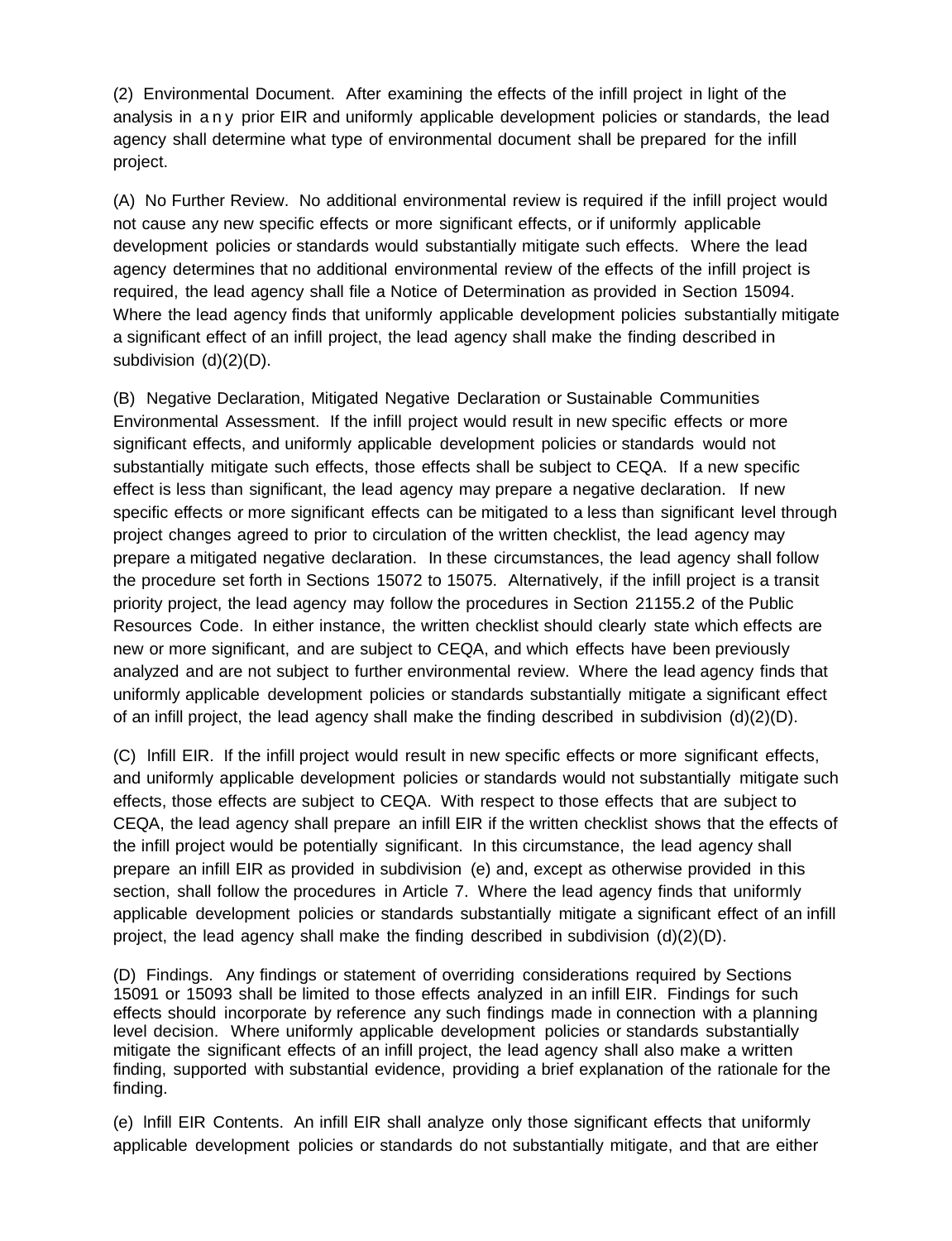(2) Environmental Document. After examining the effects of the infill project in light of the analysis in any prior EIR and uniformly applicable development policies or standards, the lead agency shall determine what type of environmental document shall be prepared for the infill project.

(A) No Further Review. No additional environmental review is required if the infill project would not cause any new specific effects or more significant effects, or if uniformly applicable development policies or standards would substantially mitigate such effects. Where the lead agency determines that no additional environmental review of the effects of the infill project is required, the lead agency shall file a Notice of Determination as provided in Section 15094. Where the lead agency finds that uniformly applicable development policies substantially mitigate a significant effect of an infill project, the lead agency shall make the finding described in subdivision (d)(2)(D).

(B) Negative Declaration, Mitigated Negative Declaration or Sustainable Communities Environmental Assessment. If the infill project would result in new specific effects or more significant effects, and uniformly applicable development policies or standards would not substantially mitigate such effects, those effects shall be subject to CEQA. If a new specific effect is less than significant, the lead agency may prepare a negative declaration. If new specific effects or more significant effects can be mitigated to a less than significant level through project changes agreed to prior to circulation of the written checklist, the lead agency may prepare a mitigated negative declaration. In these circumstances, the lead agency shall follow the procedure set forth in Sections 15072 to 15075. Alternatively, if the infill project is a transit priority project, the lead agency may follow the procedures in Section 21155.2 of the Public Resources Code. In either instance, the written checklist should clearly state which effects are new or more significant, and are subject to CEQA, and which effects have been previously analyzed and are not subject to further environmental review. Where the lead agency finds that uniformly applicable development policies or standards substantially mitigate a significant effect of an infill project, the lead agency shall make the finding described in subdivision (d)(2)(D).

(C) Infill EIR. If the infill project would result in new specific effects or more significant effects, and uniformly applicable development policies or standards would not substantially mitigate such effects, those effects are subject to CEQA. With respect to those effects that are subject to CEQA, the lead agency shall prepare an infill EIR if the written checklist shows that the effects of the infill project would be potentially significant. In this circumstance, the lead agency shall prepare an infill EIR as provided in subdivision (e) and, except as otherwise provided in this section, shall follow the procedures in Article 7. Where the lead agency finds that uniformly applicable development policies or standards substantially mitigate a significant effect of an infill project, the lead agency shall make the finding described in subdivision (d)(2)(D).

(D) Findings. Any findings or statement of overriding considerations required by Sections 15091 or 15093 shall be limited to those effects analyzed in an infill EIR. Findings for such effects should incorporate by reference any such findings made in connection with a planning level decision. Where uniformly applicable development policies or standards substantially mitigate the significant effects of an infill project, the lead agency shall also make a written finding, supported with substantial evidence, providing a brief explanation of the rationale for the finding.

(e) Infill EIR Contents. An infill EIR shall analyze only those significant effects that uniformly applicable development policies or standards do not substantially mitigate, and that are either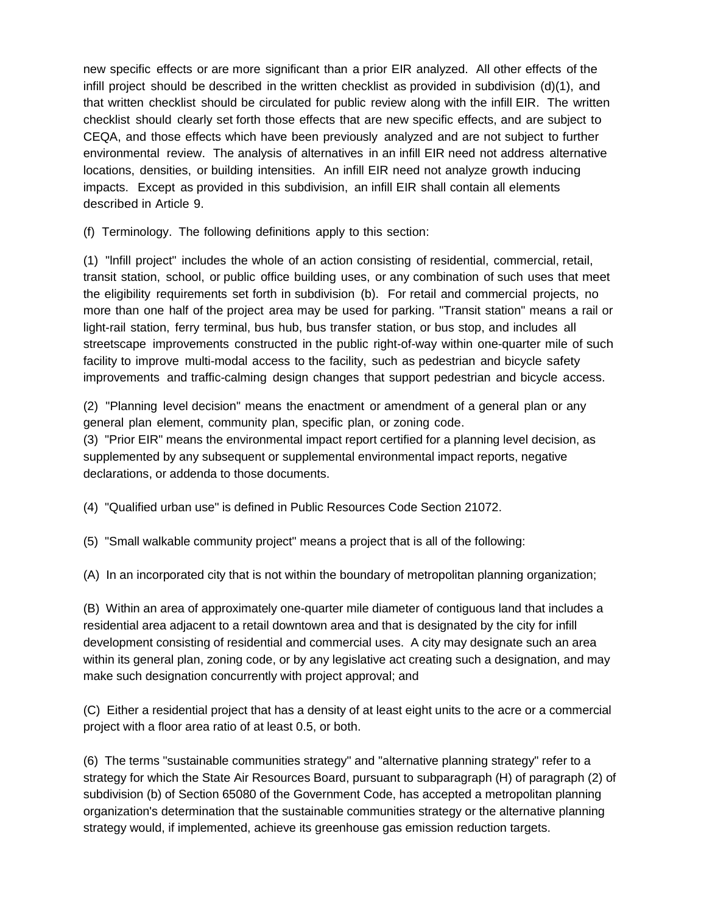new specific effects or are more significant than a prior EIR analyzed. All other effects of the infill project should be described in the written checklist as provided in subdivision (d)(1), and that written checklist should be circulated for public review along with the infill EIR. The written checklist should clearly set forth those effects that are new specific effects, and are subject to CEQA, and those effects which have been previously analyzed and are not subject to further environmental review. The analysis of alternatives in an infill EIR need not address alternative locations, densities, or building intensities. An infill EIR need not analyze growth inducing impacts. Except as provided in this subdivision, an infill EIR shall contain all elements described in Article 9.

(f) Terminology. The following definitions apply to this section:

(1) "Infill project" includes the whole of an action consisting of residential, commercial, retail, transit station, school, or public office building uses, or any combination of such uses that meet the eligibility requirements set forth in subdivision (b). For retail and commercial projects, no more than one half of the project area may be used for parking. "Transit station" means a rail or light-rail station, ferry terminal, bus hub, bus transfer station, or bus stop, and includes all streetscape improvements constructed in the public right-of-way within one-quarter mile of such facility to improve multi-modal access to the facility, such as pedestrian and bicycle safety improvements and traffic-calming design changes that support pedestrian and bicycle access.

(2) "Planning level decision" means the enactment or amendment of a general plan or any general plan element, community plan, specific plan, or zoning code.

(3) "Prior EIR" means the environmental impact report certified for a planning level decision, as supplemented by any subsequent or supplemental environmental impact reports, negative declarations, or addenda to those documents.

(4) "Qualified urban use" is defined in Public Resources Code Section 21072.

(5) "Small walkable community project" means a project that is all of the following:

(A) In an incorporated city that is not within the boundary of metropolitan planning organization;

(B) Within an area of approximately one-quarter mile diameter of contiguous land that includes a residential area adjacent to a retail downtown area and that is designated by the city for infill development consisting of residential and commercial uses. A city may designate such an area within its general plan, zoning code, or by any legislative act creating such a designation, and may make such designation concurrently with project approval; and

(C) Either a residential project that has a density of at least eight units to the acre or a commercial project with a floor area ratio of at least 0.5, or both.

(6) The terms "sustainable communities strategy" and "alternative planning strategy" refer to a strategy for which the State Air Resources Board, pursuant to subparagraph (H) of paragraph (2) of subdivision (b) of Section 65080 of the Government Code, has accepted a metropolitan planning organization's determination that the sustainable communities strategy or the alternative planning strategy would, if implemented, achieve its greenhouse gas emission reduction targets.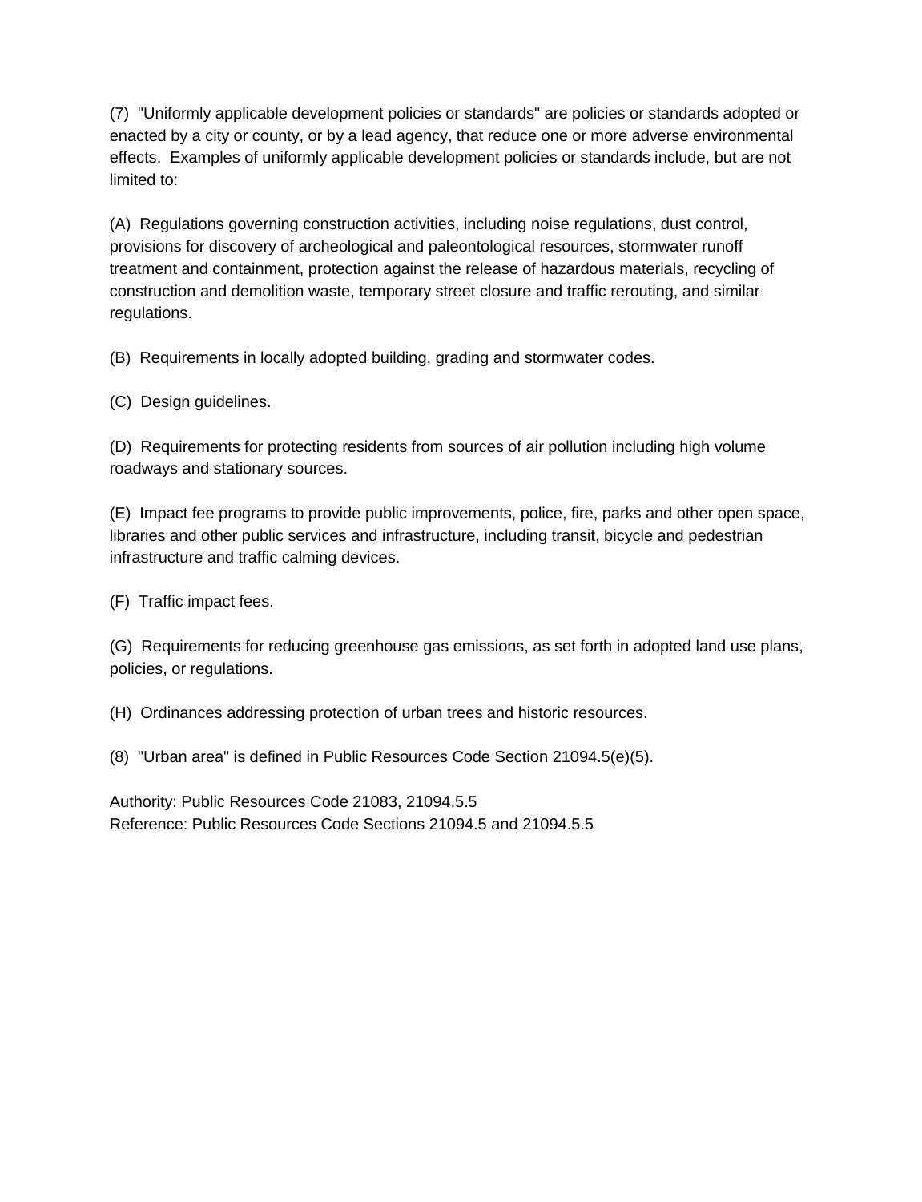(7) "Uniformly applicable development policies or standards" are policies or standards adopted or enacted by a city or county, or by a lead agency, that reduce one or more adverse environmental effects. Examples of uniformly applicable development policies or standards include, but are not limited to:

(A) Regulations governing construction activities, including noise regulations, dust control, provisions for discovery of archeological and paleontological resources, stormwater runoff treatment and containment, protection against the release of hazardous materials, recycling of construction and demolition waste, temporary street closure and traffic rerouting, and similar regulations.

(B) Requirements in locally adopted building, grading and stormwater codes.

(C) Design guidelines.

(D) Requirements for protecting residents from sources of air pollution including high volume roadways and stationary sources.

(E) Impact fee programs to provide public improvements, police, fire, parks and other open space, libraries and other public services and infrastructure, including transit, bicycle and pedestrian infrastructure and traffic calming devices.

(F) Traffic impact fees.

(G) Requirements for reducing greenhouse gas emissions, as set forth in adopted land use plans, policies, or regulations.

(H) Ordinances addressing protection of urban trees and historic resources.

(8) "Urban area" is defined in Public Resources Code Section 21094.5(e)(5).

Authority: Public Resources Code 21083, 21094.5.5
Reference: Public Resources Code Sections 21094.5 and 21094.5.5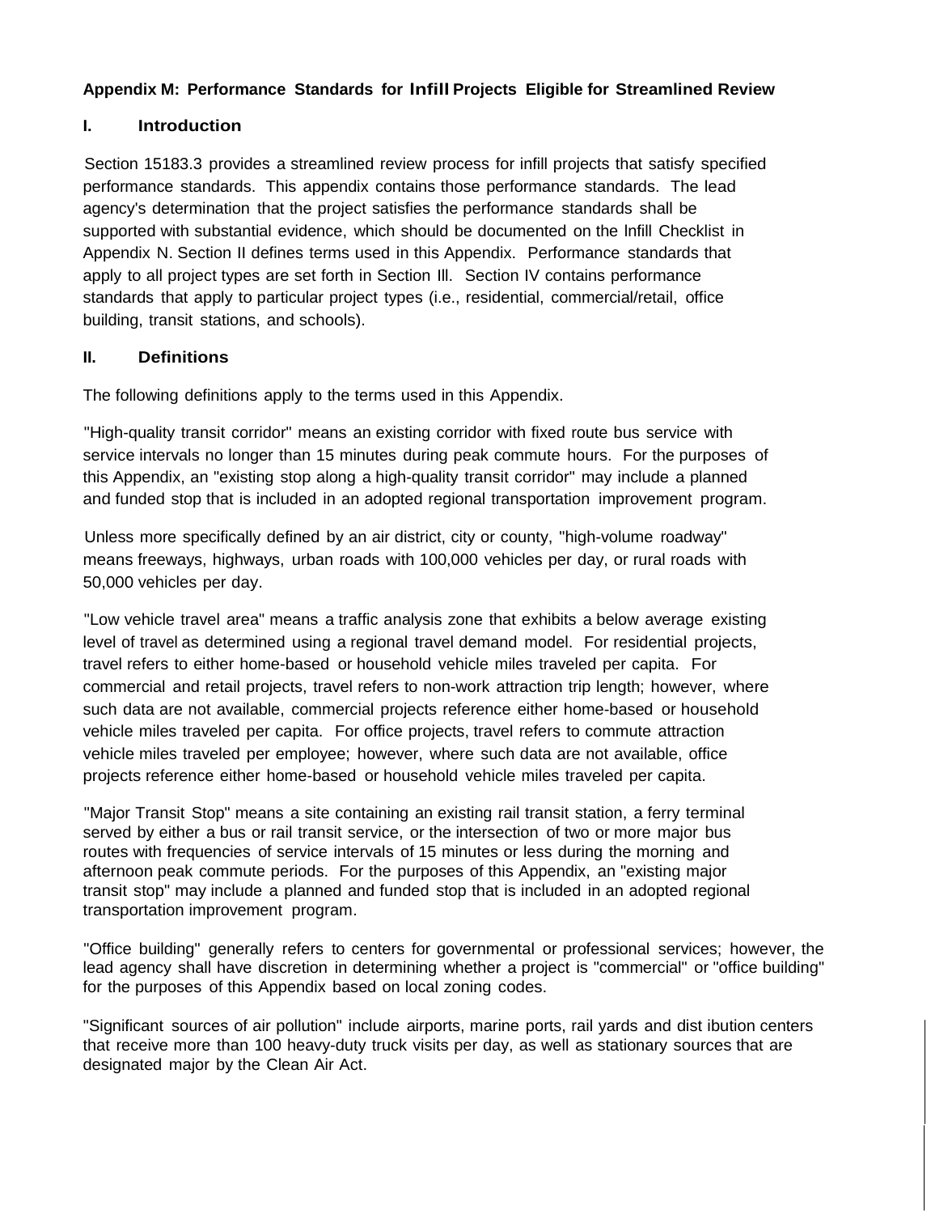**Appendix M: Performance Standards for Infill Projects Eligible for Streamlined Review**

## I. Introduction

Section 15183.3 provides a streamlined review process for infill projects that satisfy specified performance standards. This appendix contains those performance standards. The lead agency's determination that the project satisfies the performance standards shall be supported with substantial evidence, which should be documented on the lnfill Checklist in Appendix N. Section II defines terms used in this Appendix. Performance standards that apply to all project types are set forth in Section Ill. Section IV contains performance standards that apply to particular project types (i.e., residential, commercial/retail, office building, transit stations, and schools).

## II. Definitions

The following definitions apply to the terms used in this Appendix.

"High-quality transit corridor" means an existing corridor with fixed route bus service with service intervals no longer than 15 minutes during peak commute hours. For the purposes of this Appendix, an "existing stop along a high-quality transit corridor" may include a planned and funded stop that is included in an adopted regional transportation improvement program.

Unless more specifically defined by an air district, city or county, "high-volume roadway" means freeways, highways, urban roads with 100,000 vehicles per day, or rural roads with 50,000 vehicles per day.

"Low vehicle travel area" means a traffic analysis zone that exhibits a below average existing level of travel as determined using a regional travel demand model. For residential projects, travel refers to either home-based or household vehicle miles traveled per capita. For commercial and retail projects, travel refers to non-work attraction trip length; however, where such data are not available, commercial projects reference either home-based or household vehicle miles traveled per capita. For office projects, travel refers to commute attraction vehicle miles traveled per employee; however, where such data are not available, office projects reference either home-based or household vehicle miles traveled per capita.

"Major Transit Stop" means a site containing an existing rail transit station, a ferry terminal served by either a bus or rail transit service, or the intersection of two or more major bus routes with frequencies of service intervals of 15 minutes or less during the morning and afternoon peak commute periods. For the purposes of this Appendix, an "existing major transit stop" may include a planned and funded stop that is included in an adopted regional transportation improvement program.

"Office building" generally refers to centers for governmental or professional services; however, the lead agency shall have discretion in determining whether a project is "commercial" or "office building" for the purposes of this Appendix based on local zoning codes.

"Significant sources of air pollution" include airports, marine ports, rail yards and dist ibution centers that receive more than 100 heavy-duty truck visits per day, as well as stationary sources that are designated major by the Clean Air Act.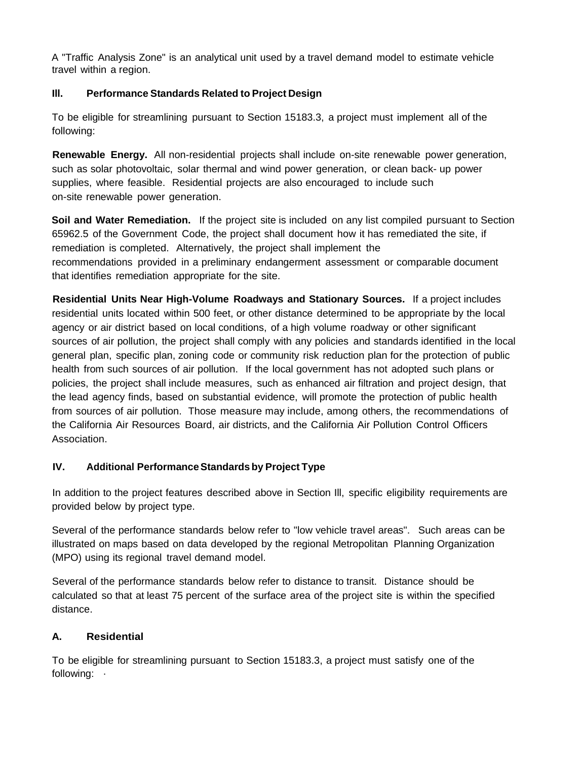A "Traffic Analysis Zone" is an analytical unit used by a travel demand model to estimate vehicle travel within a region.

## III. Performance Standards Related to Project Design

To be eligible for streamlining pursuant to Section 15183.3, a project must implement all of the following:

**Renewable Energy.** All non-residential projects shall include on-site renewable power generation, such as solar photovoltaic, solar thermal and wind power generation, or clean back- up power supplies, where feasible. Residential projects are also encouraged to include such on-site renewable power generation.

**Soil and Water Remediation.** If the project site is included on any list compiled pursuant to Section 65962.5 of the Government Code, the project shall document how it has remediated the site, if remediation is completed. Alternatively, the project shall implement the recommendations provided in a preliminary endangerment assessment or comparable document that identifies remediation appropriate for the site.

**Residential Units Near High-Volume Roadways and Stationary Sources.** If a project includes residential units located within 500 feet, or other distance determined to be appropriate by the local agency or air district based on local conditions, of a high volume roadway or other significant sources of air pollution, the project shall comply with any policies and standards identified in the local general plan, specific plan, zoning code or community risk reduction plan for the protection of public health from such sources of air pollution. If the local government has not adopted such plans or policies, the project shall include measures, such as enhanced air filtration and project design, that the lead agency finds, based on substantial evidence, will promote the protection of public health from sources of air pollution. Those measure may include, among others, the recommendations of the California Air Resources Board, air districts, and the California Air Pollution Control Officers Association.

## IV. Additional Performance Standards by Project Type

In addition to the project features described above in Section III, specific eligibility requirements are provided below by project type.

Several of the performance standards below refer to "low vehicle travel areas". Such areas can be illustrated on maps based on data developed by the regional Metropolitan Planning Organization (MPO) using its regional travel demand model.

Several of the performance standards below refer to distance to transit. Distance should be calculated so that at least 75 percent of the surface area of the project site is within the specified distance.

### A. Residential

To be eligible for streamlining pursuant to Section 15183.3, a project must satisfy one of the following: ·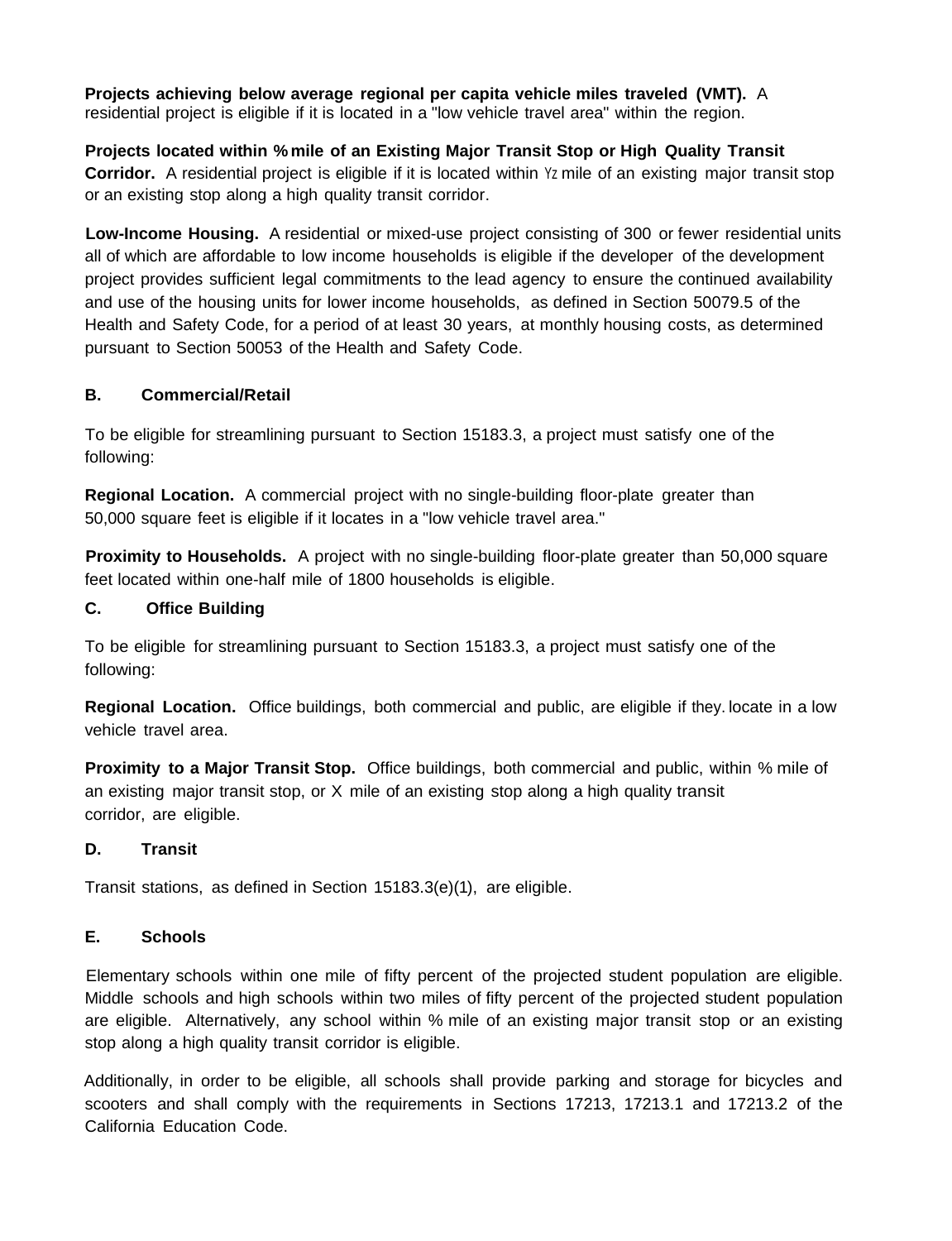**Projects achieving below average regional per capita vehicle miles traveled (VMT).** A residential project is eligible if it is located in a "low vehicle travel area" within the region.

**Projects located within % mile of an Existing Major Transit Stop or High Quality Transit Corridor.** A residential project is eligible if it is located within Yz mile of an existing major transit stop or an existing stop along a high quality transit corridor.

**Low-Income Housing.** A residential or mixed-use project consisting of 300 or fewer residential units all of which are affordable to low income households is eligible if the developer of the development project provides sufficient legal commitments to the lead agency to ensure the continued availability and use of the housing units for lower income households, as defined in Section 50079.5 of the Health and Safety Code, for a period of at least 30 years, at monthly housing costs, as determined pursuant to Section 50053 of the Health and Safety Code.

### B. Commercial/Retail

To be eligible for streamlining pursuant to Section 15183.3, a project must satisfy one of the following:

**Regional Location.** A commercial project with no single-building floor-plate greater than 50,000 square feet is eligible if it locates in a "low vehicle travel area."

**Proximity to Households.** A project with no single-building floor-plate greater than 50,000 square feet located within one-half mile of 1800 households is eligible.

### C. Office Building

To be eligible for streamlining pursuant to Section 15183.3, a project must satisfy one of the following:

**Regional Location.** Office buildings, both commercial and public, are eligible if they. locate in a low vehicle travel area.

**Proximity to a Major Transit Stop.** Office buildings, both commercial and public, within % mile of an existing major transit stop, or X mile of an existing stop along a high quality transit corridor, are eligible.

### D. Transit

Transit stations, as defined in Section 15183.3(e)(1), are eligible.

### E. Schools

Elementary schools within one mile of fifty percent of the projected student population are eligible. Middle schools and high schools within two miles of fifty percent of the projected student population are eligible. Alternatively, any school within % mile of an existing major transit stop or an existing stop along a high quality transit corridor is eligible.

Additionally, in order to be eligible, all schools shall provide parking and storage for bicycles and scooters and shall comply with the requirements in Sections 17213, 17213.1 and 17213.2 of the California Education Code.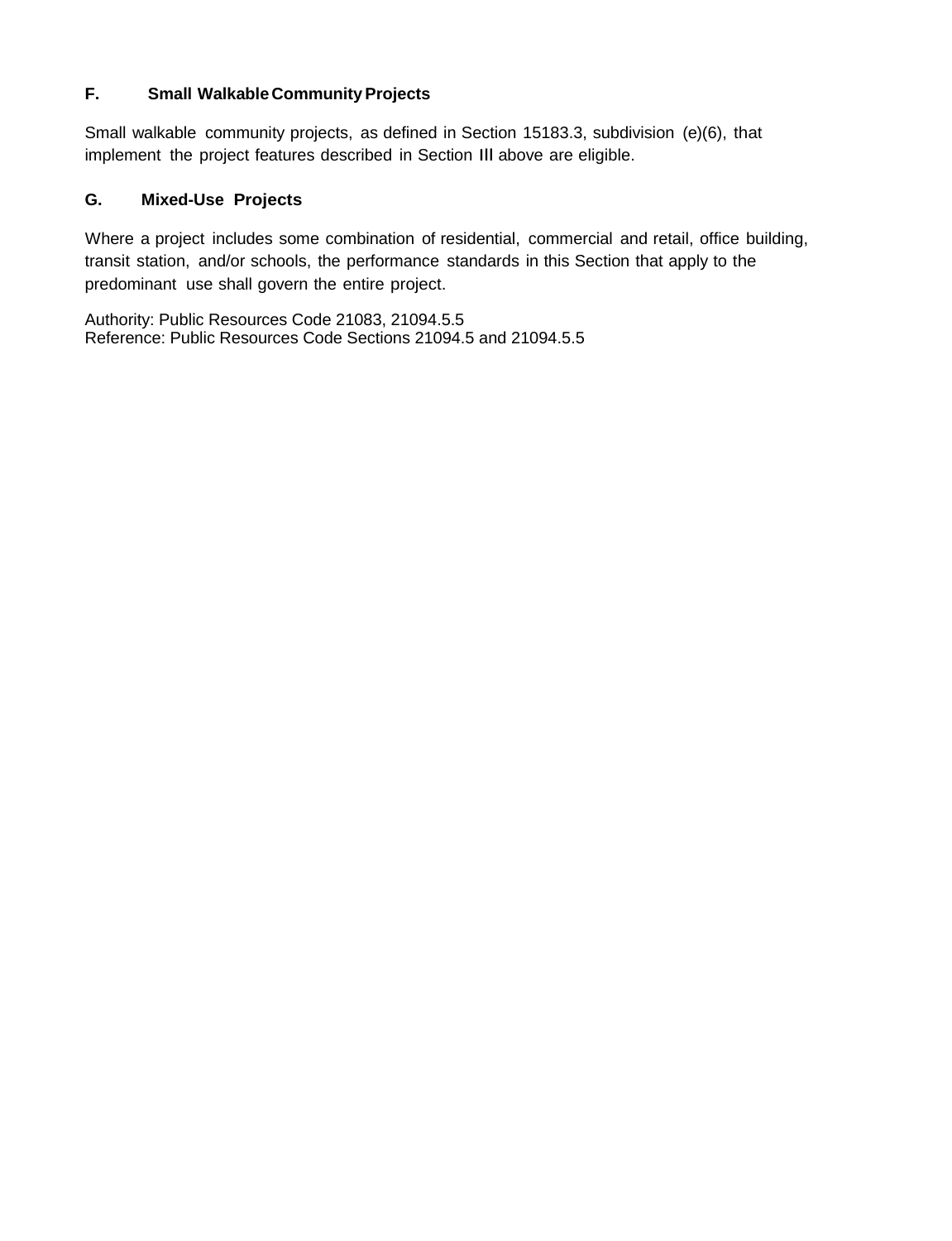### F. Small Walkable Community Projects

Small walkable community projects, as defined in Section 15183.3, subdivision (e)(6), that implement the project features described in Section III above are eligible.

### G. Mixed-Use Projects

Where a project includes some combination of residential, commercial and retail, office building, transit station, and/or schools, the performance standards in this Section that apply to the predominant use shall govern the entire project.

Authority: Public Resources Code 21083, 21094.5.5
Reference: Public Resources Code Sections 21094.5 and 21094.5.5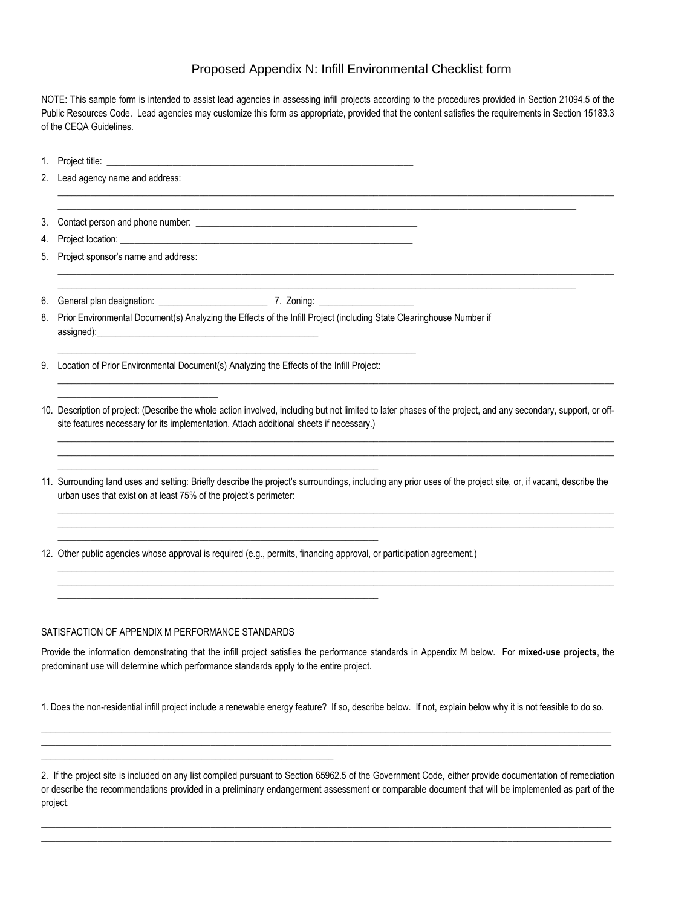# Proposed Appendix N: Infill Environmental Checklist form

NOTE: This sample form is intended to assist lead agencies in assessing infill projects according to the procedures provided in Section 21094.5 of the Public Resources Code. Lead agencies may customize this form as appropriate, provided that the content satisfies the requirements in Section 15183.3 of the CEQA Guidelines.

1. Project title: ____________________________________________________________
2. Lead agency name and address:

   ________________________________________________________________________________________________________

   ________________________________________________________________________________________________
3. Contact person and phone number: ______________________________________________
4. Project location: ____________________________________________________________
5. Project sponsor's name and address:

   ________________________________________________________________________________________________________

   ________________________________________________________________________________________________
6. General plan designation: ______________________ 7. Zoning: ___________________
8. Prior Environmental Document(s) Analyzing the Effects of the Infill Project (including State Clearinghouse Number if assigned):______________________________________________

   ________________________________________________________________________
9. Location of Prior Environmental Document(s) Analyzing the Effects of the Infill Project:

   ________________________________________________________________________________________________________

   ______________________________
10. Description of project: (Describe the whole action involved, including but not limited to later phases of the project, and any secondary, support, or off-site features necessary for its implementation. Attach additional sheets if necessary.)

    ________________________________________________________________________________________________________

    ________________________________________________________________________________________________________

    ________________________________________________________________
11. Surrounding land uses and setting: Briefly describe the project's surroundings, including any prior uses of the project site, or, if vacant, describe the urban uses that exist on at least 75% of the project's perimeter:

    ________________________________________________________________________________________________________

    ________________________________________________________________________________________________________

    ________________________________________________________________
12. Other public agencies whose approval is required (e.g., permits, financing approval, or participation agreement.)

    ________________________________________________________________________________________________________

    ________________________________________________________________________________________________________

    ________________________________________________________________

SATISFACTION OF APPENDIX M PERFORMANCE STANDARDS

Provide the information demonstrating that the infill project satisfies the performance standards in Appendix M below. For **mixed-use projects**, the predominant use will determine which performance standards apply to the entire project.

1. Does the non-residential infill project include a renewable energy feature? If so, describe below. If not, explain below why it is not feasible to do so.

________________________________________________________________________________________________________

________________________________________________________________________________________________________

___________________________________________________________

2. If the project site is included on any list compiled pursuant to Section 65962.5 of the Government Code, either provide documentation of remediation or describe the recommendations provided in a preliminary endangerment assessment or comparable document that will be implemented as part of the project.

________________________________________________________________________________________________________

________________________________________________________________________________________________________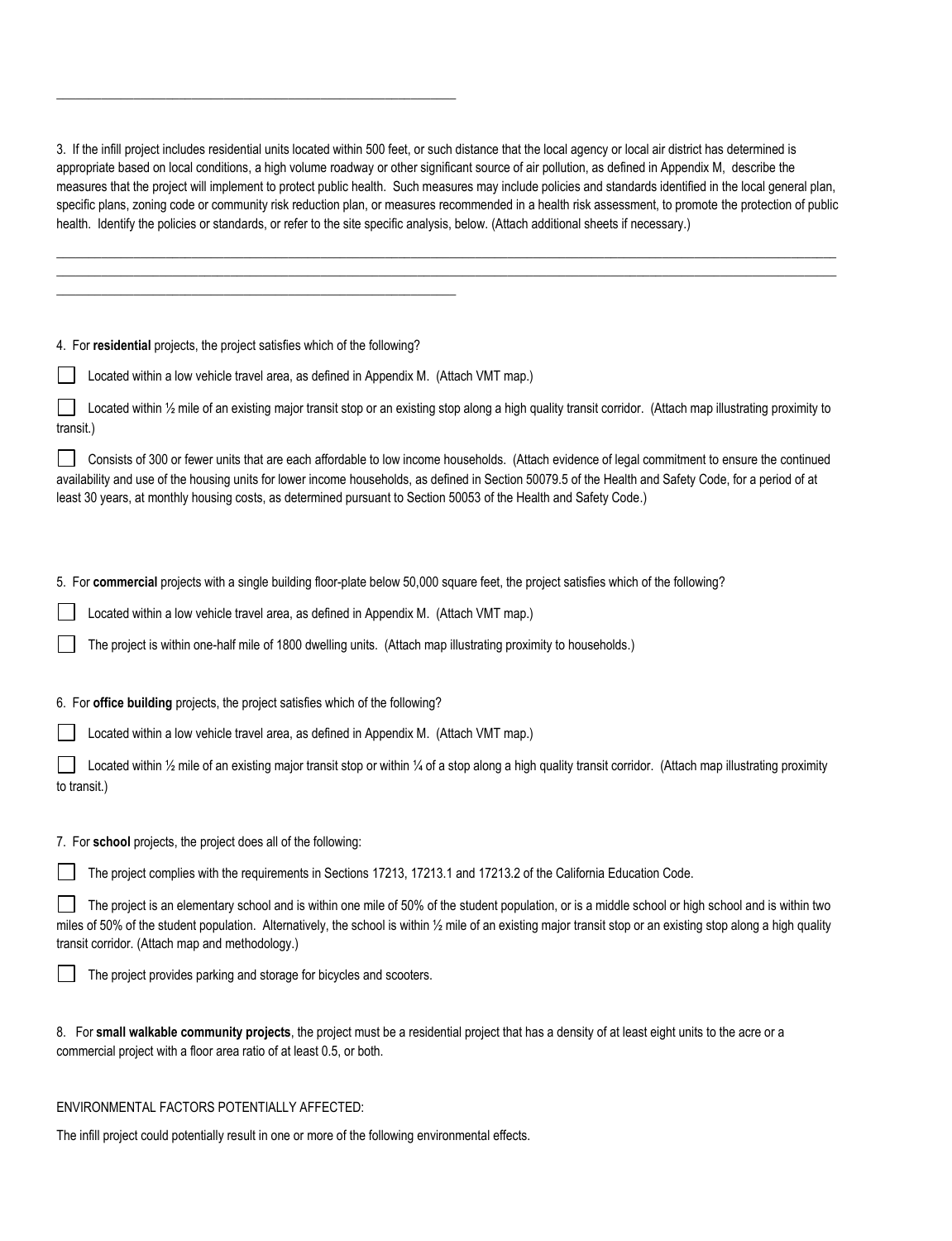\_\_\_\_\_\_\_\_\_\_\_\_\_\_\_\_\_\_\_\_\_\_\_\_\_\_\_\_\_\_\_\_\_\_\_\_\_\_\_\_\_\_\_\_\_\_\_\_\_\_\_\_\_\_\_\_\_\_\_\_\_\_

3. If the infill project includes residential units located within 500 feet, or such distance that the local agency or local air district has determined is appropriate based on local conditions, a high volume roadway or other significant source of air pollution, as defined in Appendix M, describe the measures that the project will implement to protect public health. Such measures may include policies and standards identified in the local general plan, specific plans, zoning code or community risk reduction plan, or measures recommended in a health risk assessment, to promote the protection of public health. Identify the policies or standards, or refer to the site specific analysis, below. (Attach additional sheets if necessary.)

\_\_\_\_\_\_\_\_\_\_\_\_\_\_\_\_\_\_\_\_\_\_\_\_\_\_\_\_\_\_\_\_\_\_\_\_\_\_\_\_\_\_\_\_\_\_\_\_\_\_\_\_\_\_\_\_\_\_\_\_\_\_\_\_\_\_\_\_\_\_\_\_\_\_\_\_\_\_\_\_\_\_\_\_\_\_\_\_\_\_\_\_\_\_\_\_\_\_\_\_\_\_\_\_\_\_\_\_\_\_\_\_\_\_\_\_\_\_\_\_\_\_\_\_\_\_
\_\_\_\_\_\_\_\_\_\_\_\_\_\_\_\_\_\_\_\_\_\_\_\_\_\_\_\_\_\_\_\_\_\_\_\_\_\_\_\_\_\_\_\_\_\_\_\_\_\_\_\_\_\_\_\_\_\_\_\_\_\_\_\_\_\_\_\_\_\_\_\_\_\_\_\_\_\_\_\_\_\_\_\_\_\_\_\_\_\_\_\_\_\_\_\_\_\_\_\_\_\_\_\_\_\_\_\_\_\_\_\_\_\_\_\_\_\_\_\_\_\_\_\_\_\_
\_\_\_\_\_\_\_\_\_\_\_\_\_\_\_\_\_\_\_\_\_\_\_\_\_\_\_\_\_\_\_\_\_\_\_\_\_\_\_\_\_\_\_\_\_\_\_\_\_\_\_\_\_\_\_\_\_\_\_\_\_\_

4. For **residential** projects, the project satisfies which of the following?

☐ Located within a low vehicle travel area, as defined in Appendix M. (Attach VMT map.)

☐ Located within ½ mile of an existing major transit stop or an existing stop along a high quality transit corridor. (Attach map illustrating proximity to transit.)

☐ Consists of 300 or fewer units that are each affordable to low income households. (Attach evidence of legal commitment to ensure the continued availability and use of the housing units for lower income households, as defined in Section 50079.5 of the Health and Safety Code, for a period of at least 30 years, at monthly housing costs, as determined pursuant to Section 50053 of the Health and Safety Code.)

5. For **commercial** projects with a single building floor-plate below 50,000 square feet, the project satisfies which of the following?

☐ Located within a low vehicle travel area, as defined in Appendix M. (Attach VMT map.)

☐ The project is within one-half mile of 1800 dwelling units. (Attach map illustrating proximity to households.)

6. For **office building** projects, the project satisfies which of the following?

☐ Located within a low vehicle travel area, as defined in Appendix M. (Attach VMT map.)

☐ Located within ½ mile of an existing major transit stop or within ¼ of a stop along a high quality transit corridor. (Attach map illustrating proximity to transit.)

7. For **school** projects, the project does all of the following:

☐ The project complies with the requirements in Sections 17213, 17213.1 and 17213.2 of the California Education Code.

☐ The project is an elementary school and is within one mile of 50% of the student population, or is a middle school or high school and is within two miles of 50% of the student population. Alternatively, the school is within ½ mile of an existing major transit stop or an existing stop along a high quality transit corridor. (Attach map and methodology.)

☐ The project provides parking and storage for bicycles and scooters.

8. For **small walkable community projects**, the project must be a residential project that has a density of at least eight units to the acre or a commercial project with a floor area ratio of at least 0.5, or both.

ENVIRONMENTAL FACTORS POTENTIALLY AFFECTED:

The infill project could potentially result in one or more of the following environmental effects.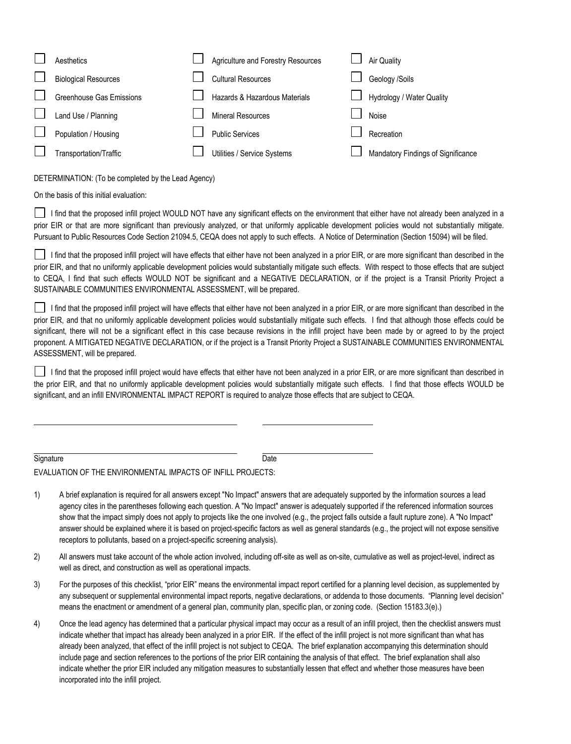| | | |
|---|---|---|
| ☐ Aesthetics | ☐ Agriculture and Forestry Resources | ☐ Air Quality |
| ☐ Biological Resources | ☐ Cultural Resources | ☐ Geology /Soils |
| ☐ Greenhouse Gas Emissions | ☐ Hazards & Hazardous Materials | ☐ Hydrology / Water Quality |
| ☐ Land Use / Planning | ☐ Mineral Resources | ☐ Noise |
| ☐ Population / Housing | ☐ Public Services | ☐ Recreation |
| ☐ Transportation/Traffic | ☐ Utilities / Service Systems | ☐ Mandatory Findings of Significance |

DETERMINATION: (To be completed by the Lead Agency)

On the basis of this initial evaluation:

☐ I find that the proposed infill project WOULD NOT have any significant effects on the environment that either have not already been analyzed in a prior EIR or that are more significant than previously analyzed, or that uniformly applicable development policies would not substantially mitigate. Pursuant to Public Resources Code Section 21094.5, CEQA does not apply to such effects. A Notice of Determination (Section 15094) will be filed.

☐ I find that the proposed infill project will have effects that either have not been analyzed in a prior EIR, or are more significant than described in the prior EIR, and that no uniformly applicable development policies would substantially mitigate such effects. With respect to those effects that are subject to CEQA, I find that such effects WOULD NOT be significant and a NEGATIVE DECLARATION, or if the project is a Transit Priority Project a SUSTAINABLE COMMUNITIES ENVIRONMENTAL ASSESSMENT, will be prepared.

☐ I find that the proposed infill project will have effects that either have not been analyzed in a prior EIR, or are more significant than described in the prior EIR, and that no uniformly applicable development policies would substantially mitigate such effects. I find that although those effects could be significant, there will not be a significant effect in this case because revisions in the infill project have been made by or agreed to by the project proponent. A MITIGATED NEGATIVE DECLARATION, or if the project is a Transit Priority Project a SUSTAINABLE COMMUNITIES ENVIRONMENTAL ASSESSMENT, will be prepared.

☐ I find that the proposed infill project would have effects that either have not been analyzed in a prior EIR, or are more significant than described in the prior EIR, and that no uniformly applicable development policies would substantially mitigate such effects. I find that those effects WOULD be significant, and an infill ENVIRONMENTAL IMPACT REPORT is required to analyze those effects that are subject to CEQA.

______________________________ ______________________

______________________________ ______________________

Signature Date

EVALUATION OF THE ENVIRONMENTAL IMPACTS OF INFILL PROJECTS:

1) A brief explanation is required for all answers except "No Impact" answers that are adequately supported by the information sources a lead agency cites in the parentheses following each question. A "No Impact" answer is adequately supported if the referenced information sources show that the impact simply does not apply to projects like the one involved (e.g., the project falls outside a fault rupture zone). A "No Impact" answer should be explained where it is based on project-specific factors as well as general standards (e.g., the project will not expose sensitive receptors to pollutants, based on a project-specific screening analysis).

2) All answers must take account of the whole action involved, including off-site as well as on-site, cumulative as well as project-level, indirect as well as direct, and construction as well as operational impacts.

3) For the purposes of this checklist, "prior EIR" means the environmental impact report certified for a planning level decision, as supplemented by any subsequent or supplemental environmental impact reports, negative declarations, or addenda to those documents. "Planning level decision" means the enactment or amendment of a general plan, community plan, specific plan, or zoning code. (Section 15183.3(e).)

4) Once the lead agency has determined that a particular physical impact may occur as a result of an infill project, then the checklist answers must indicate whether that impact has already been analyzed in a prior EIR. If the effect of the infill project is not more significant than what has already been analyzed, that effect of the infill project is not subject to CEQA. The brief explanation accompanying this determination should include page and section references to the portions of the prior EIR containing the analysis of that effect. The brief explanation shall also indicate whether the prior EIR included any mitigation measures to substantially lessen that effect and whether those measures have been incorporated into the infill project.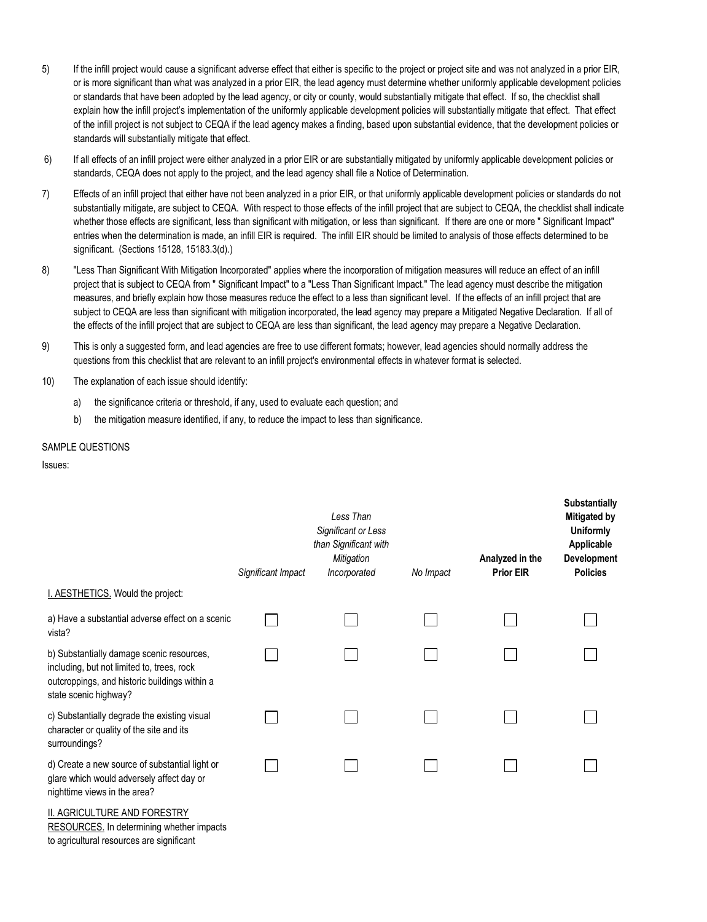5) If the infill project would cause a significant adverse effect that either is specific to the project or project site and was not analyzed in a prior EIR, or is more significant than what was analyzed in a prior EIR, the lead agency must determine whether uniformly applicable development policies or standards that have been adopted by the lead agency, or city or county, would substantially mitigate that effect. If so, the checklist shall explain how the infill project's implementation of the uniformly applicable development policies will substantially mitigate that effect. That effect of the infill project is not subject to CEQA if the lead agency makes a finding, based upon substantial evidence, that the development policies or standards will substantially mitigate that effect.

6) If all effects of an infill project were either analyzed in a prior EIR or are substantially mitigated by uniformly applicable development policies or standards, CEQA does not apply to the project, and the lead agency shall file a Notice of Determination.

7) Effects of an infill project that either have not been analyzed in a prior EIR, or that uniformly applicable development policies or standards do not substantially mitigate, are subject to CEQA. With respect to those effects of the infill project that are subject to CEQA, the checklist shall indicate whether those effects are significant, less than significant with mitigation, or less than significant. If there are one or more " Significant Impact" entries when the determination is made, an infill EIR is required. The infill EIR should be limited to analysis of those effects determined to be significant. (Sections 15128, 15183.3(d).)

8) "Less Than Significant With Mitigation Incorporated" applies where the incorporation of mitigation measures will reduce an effect of an infill project that is subject to CEQA from " Significant Impact" to a "Less Than Significant Impact." The lead agency must describe the mitigation measures, and briefly explain how those measures reduce the effect to a less than significant level. If the effects of an infill project that are subject to CEQA are less than significant with mitigation incorporated, the lead agency may prepare a Mitigated Negative Declaration. If all of the effects of the infill project that are subject to CEQA are less than significant, the lead agency may prepare a Negative Declaration.

9) This is only a suggested form, and lead agencies are free to use different formats; however, lead agencies should normally address the questions from this checklist that are relevant to an infill project's environmental effects in whatever format is selected.

10) The explanation of each issue should identify:

   a) the significance criteria or threshold, if any, used to evaluate each question; and

   b) the mitigation measure identified, if any, to reduce the impact to less than significance.

SAMPLE QUESTIONS

Issues:

| | *Significant Impact* | *Less Than Significant or Less than Significant with Mitigation Incorporated* | *No Impact* | **Analyzed in the Prior EIR** | **Substantially Mitigated by Uniformly Applicable Development Policies** |
|---|---|---|---|---|---|
| I. AESTHETICS. Would the project: | | | | | |
| a) Have a substantial adverse effect on a scenic vista? | ☐ | ☐ | ☐ | ☐ | ☐ |
| b) Substantially damage scenic resources, including, but not limited to, trees, rock outcroppings, and historic buildings within a state scenic highway? | ☐ | ☐ | ☐ | ☐ | ☐ |
| c) Substantially degrade the existing visual character or quality of the site and its surroundings? | ☐ | ☐ | ☐ | ☐ | ☐ |
| d) Create a new source of substantial light or glare which would adversely affect day or nighttime views in the area? | ☐ | ☐ | ☐ | ☐ | ☐ |
| II. AGRICULTURE AND FORESTRY RESOURCES. In determining whether impacts to agricultural resources are significant | | | | | |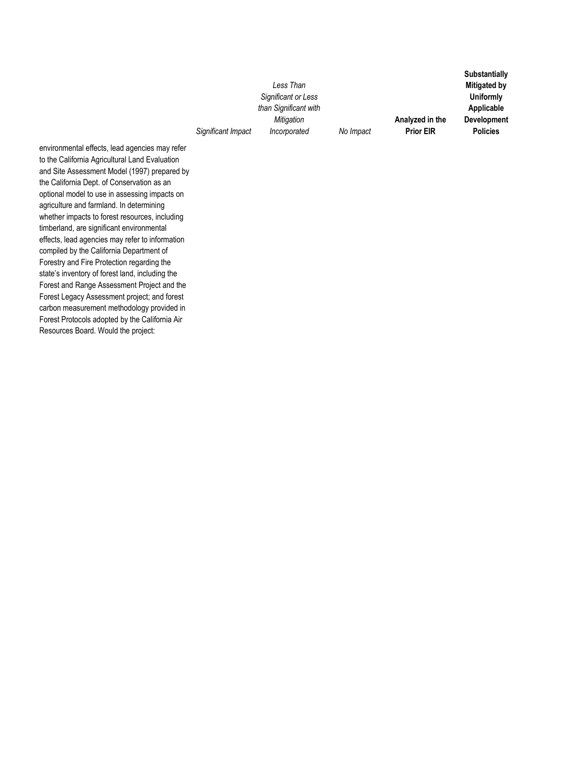| | Significant Impact | Less Than Significant or Less than Significant with Mitigation Incorporated | No Impact | Analyzed in the Prior EIR | Substantially Mitigated by Uniformly Applicable Development Policies |
|---|---|---|---|---|---|
| environmental effects, lead agencies may refer to the California Agricultural Land Evaluation and Site Assessment Model (1997) prepared by the California Dept. of Conservation as an optional model to use in assessing impacts on agriculture and farmland. In determining whether impacts to forest resources, including timberland, are significant environmental effects, lead agencies may refer to information compiled by the California Department of Forestry and Fire Protection regarding the state's inventory of forest land, including the Forest and Range Assessment Project and the Forest Legacy Assessment project; and forest carbon measurement methodology provided in Forest Protocols adopted by the California Air Resources Board. Would the project: | | | | | |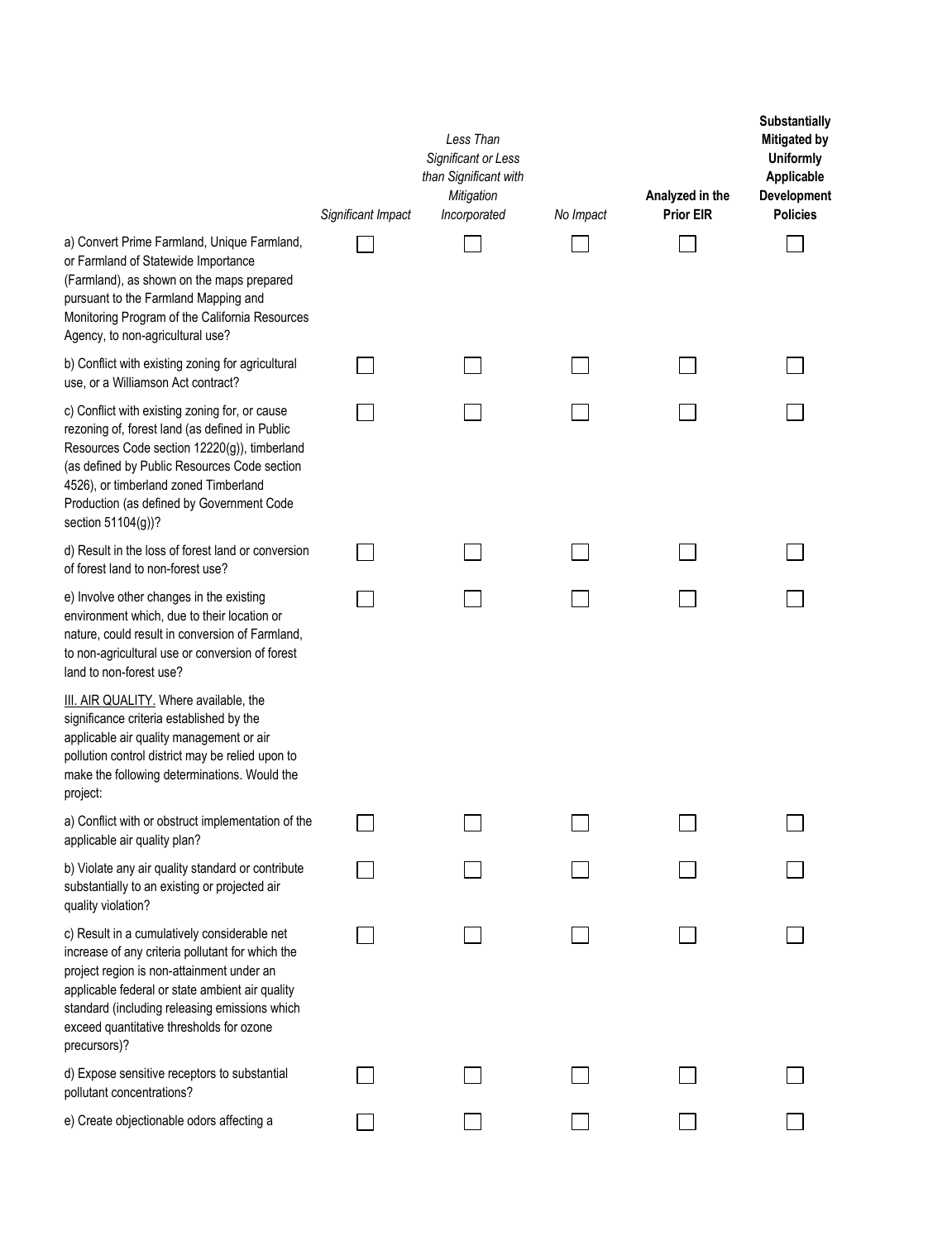| | Significant Impact | Less Than Significant or Less than Significant with Mitigation Incorporated | No Impact | Analyzed in the Prior EIR | Substantially Mitigated by Uniformly Applicable Development Policies |
|---|---|---|---|---|---|
| a) Convert Prime Farmland, Unique Farmland, or Farmland of Statewide Importance (Farmland), as shown on the maps prepared pursuant to the Farmland Mapping and Monitoring Program of the California Resources Agency, to non-agricultural use? | ☐ | ☐ | ☐ | ☐ | ☐ |
| b) Conflict with existing zoning for agricultural use, or a Williamson Act contract? | ☐ | ☐ | ☐ | ☐ | ☐ |
| c) Conflict with existing zoning for, or cause rezoning of, forest land (as defined in Public Resources Code section 12220(g)), timberland (as defined by Public Resources Code section 4526), or timberland zoned Timberland Production (as defined by Government Code section 51104(g))? | ☐ | ☐ | ☐ | ☐ | ☐ |
| d) Result in the loss of forest land or conversion of forest land to non-forest use? | ☐ | ☐ | ☐ | ☐ | ☐ |
| e) Involve other changes in the existing environment which, due to their location or nature, could result in conversion of Farmland, to non-agricultural use or conversion of forest land to non-forest use? | ☐ | ☐ | ☐ | ☐ | ☐ |
| <u>III. AIR QUALITY.</u> Where available, the significance criteria established by the applicable air quality management or air pollution control district may be relied upon to make the following determinations. Would the project: | | | | | |
| a) Conflict with or obstruct implementation of the applicable air quality plan? | ☐ | ☐ | ☐ | ☐ | ☐ |
| b) Violate any air quality standard or contribute substantially to an existing or projected air quality violation? | ☐ | ☐ | ☐ | ☐ | ☐ |
| c) Result in a cumulatively considerable net increase of any criteria pollutant for which the project region is non-attainment under an applicable federal or state ambient air quality standard (including releasing emissions which exceed quantitative thresholds for ozone precursors)? | ☐ | ☐ | ☐ | ☐ | ☐ |
| d) Expose sensitive receptors to substantial pollutant concentrations? | ☐ | ☐ | ☐ | ☐ | ☐ |
| e) Create objectionable odors affecting a | ☐ | ☐ | ☐ | ☐ | ☐ |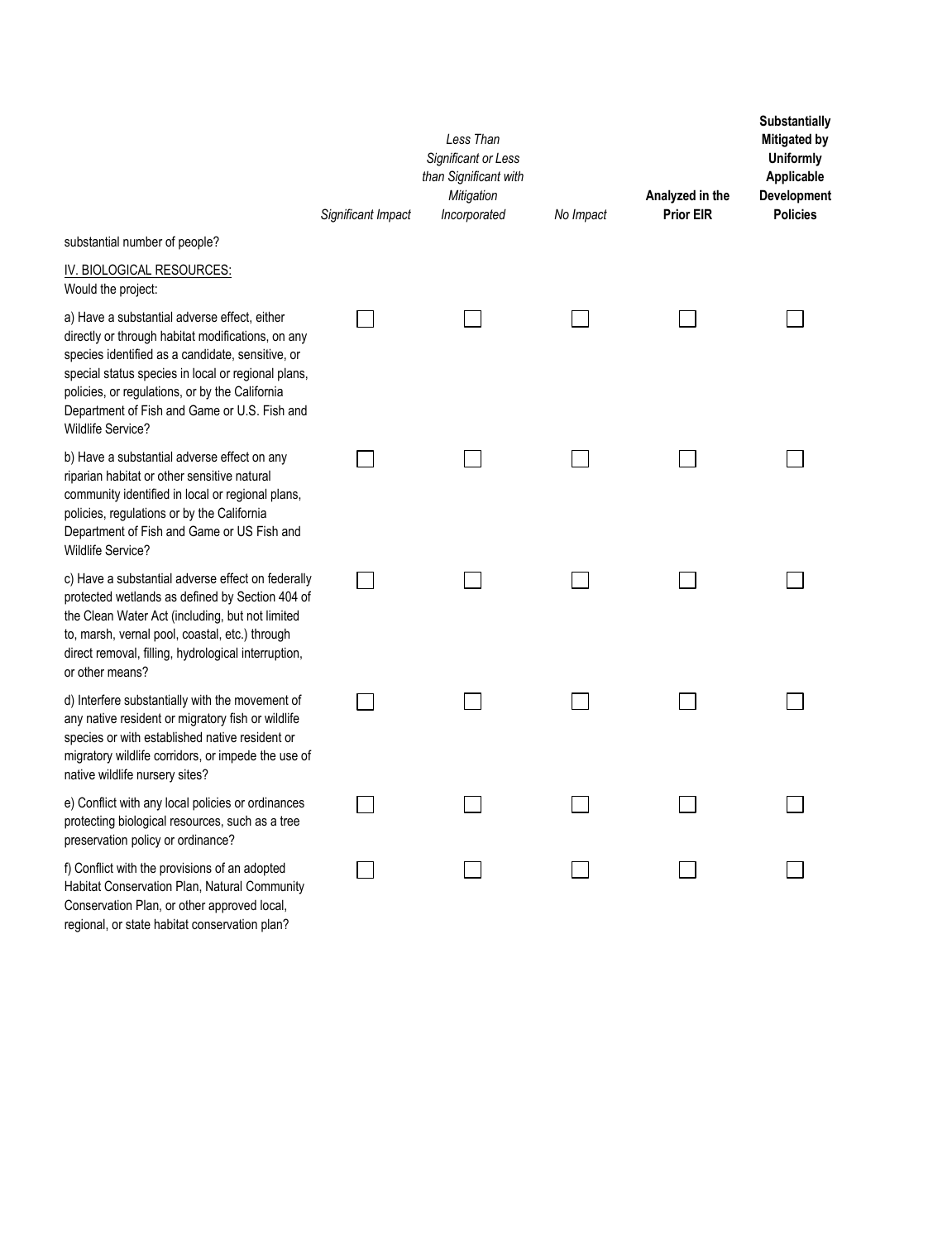| | *Significant Impact* | *Less Than Significant or Less than Significant with Mitigation Incorporated* | *No Impact* | **Analyzed in the Prior EIR** | **Substantially Mitigated by Uniformly Applicable Development Policies** |
|---|---|---|---|---|---|
| substantial number of people? | | | | | |
| IV. BIOLOGICAL RESOURCES: Would the project: | | | | | |
| a) Have a substantial adverse effect, either directly or through habitat modifications, on any species identified as a candidate, sensitive, or special status species in local or regional plans, policies, or regulations, or by the California Department of Fish and Game or U.S. Fish and Wildlife Service? | ☐ | ☐ | ☐ | ☐ | ☐ |
| b) Have a substantial adverse effect on any riparian habitat or other sensitive natural community identified in local or regional plans, policies, regulations or by the California Department of Fish and Game or US Fish and Wildlife Service? | ☐ | ☐ | ☐ | ☐ | ☐ |
| c) Have a substantial adverse effect on federally protected wetlands as defined by Section 404 of the Clean Water Act (including, but not limited to, marsh, vernal pool, coastal, etc.) through direct removal, filling, hydrological interruption, or other means? | ☐ | ☐ | ☐ | ☐ | ☐ |
| d) Interfere substantially with the movement of any native resident or migratory fish or wildlife species or with established native resident or migratory wildlife corridors, or impede the use of native wildlife nursery sites? | ☐ | ☐ | ☐ | ☐ | ☐ |
| e) Conflict with any local policies or ordinances protecting biological resources, such as a tree preservation policy or ordinance? | ☐ | ☐ | ☐ | ☐ | ☐ |
| f) Conflict with the provisions of an adopted Habitat Conservation Plan, Natural Community Conservation Plan, or other approved local, regional, or state habitat conservation plan? | ☐ | ☐ | ☐ | ☐ | ☐ |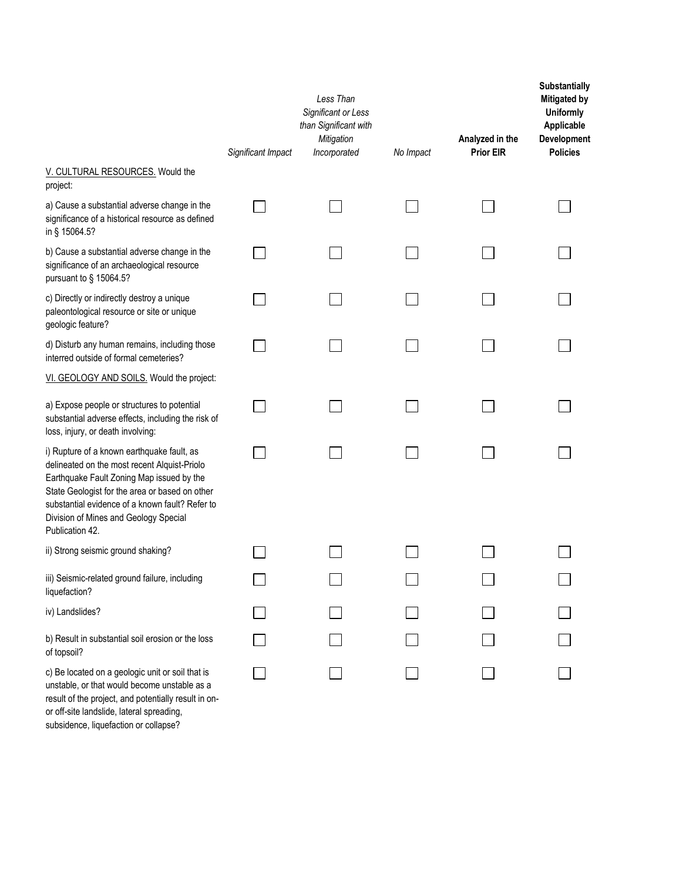| | *Significant Impact* | *Less Than Significant or Less than Significant with Mitigation Incorporated* | *No Impact* | **Analyzed in the Prior EIR** | **Substantially Mitigated by Uniformly Applicable Development Policies** |
|---|---|---|---|---|---|
| V. CULTURAL RESOURCES. Would the project: | | | | | |
| a) Cause a substantial adverse change in the significance of a historical resource as defined in § 15064.5? | ☐ | ☐ | ☐ | ☐ | ☐ |
| b) Cause a substantial adverse change in the significance of an archaeological resource pursuant to § 15064.5? | ☐ | ☐ | ☐ | ☐ | ☐ |
| c) Directly or indirectly destroy a unique paleontological resource or site or unique geologic feature? | ☐ | ☐ | ☐ | ☐ | ☐ |
| d) Disturb any human remains, including those interred outside of formal cemeteries? | ☐ | ☐ | ☐ | ☐ | ☐ |
| VI. GEOLOGY AND SOILS. Would the project: | | | | | |
| a) Expose people or structures to potential substantial adverse effects, including the risk of loss, injury, or death involving: | ☐ | ☐ | ☐ | ☐ | ☐ |
| i) Rupture of a known earthquake fault, as delineated on the most recent Alquist-Priolo Earthquake Fault Zoning Map issued by the State Geologist for the area or based on other substantial evidence of a known fault? Refer to Division of Mines and Geology Special Publication 42. | ☐ | ☐ | ☐ | ☐ | ☐ |
| ii) Strong seismic ground shaking? | ☐ | ☐ | ☐ | ☐ | ☐ |
| iii) Seismic-related ground failure, including liquefaction? | ☐ | ☐ | ☐ | ☐ | ☐ |
| iv) Landslides? | ☐ | ☐ | ☐ | ☐ | ☐ |
| b) Result in substantial soil erosion or the loss of topsoil? | ☐ | ☐ | ☐ | ☐ | ☐ |
| c) Be located on a geologic unit or soil that is unstable, or that would become unstable as a result of the project, and potentially result in on- or off-site landslide, lateral spreading, subsidence, liquefaction or collapse? | ☐ | ☐ | ☐ | ☐ | ☐ |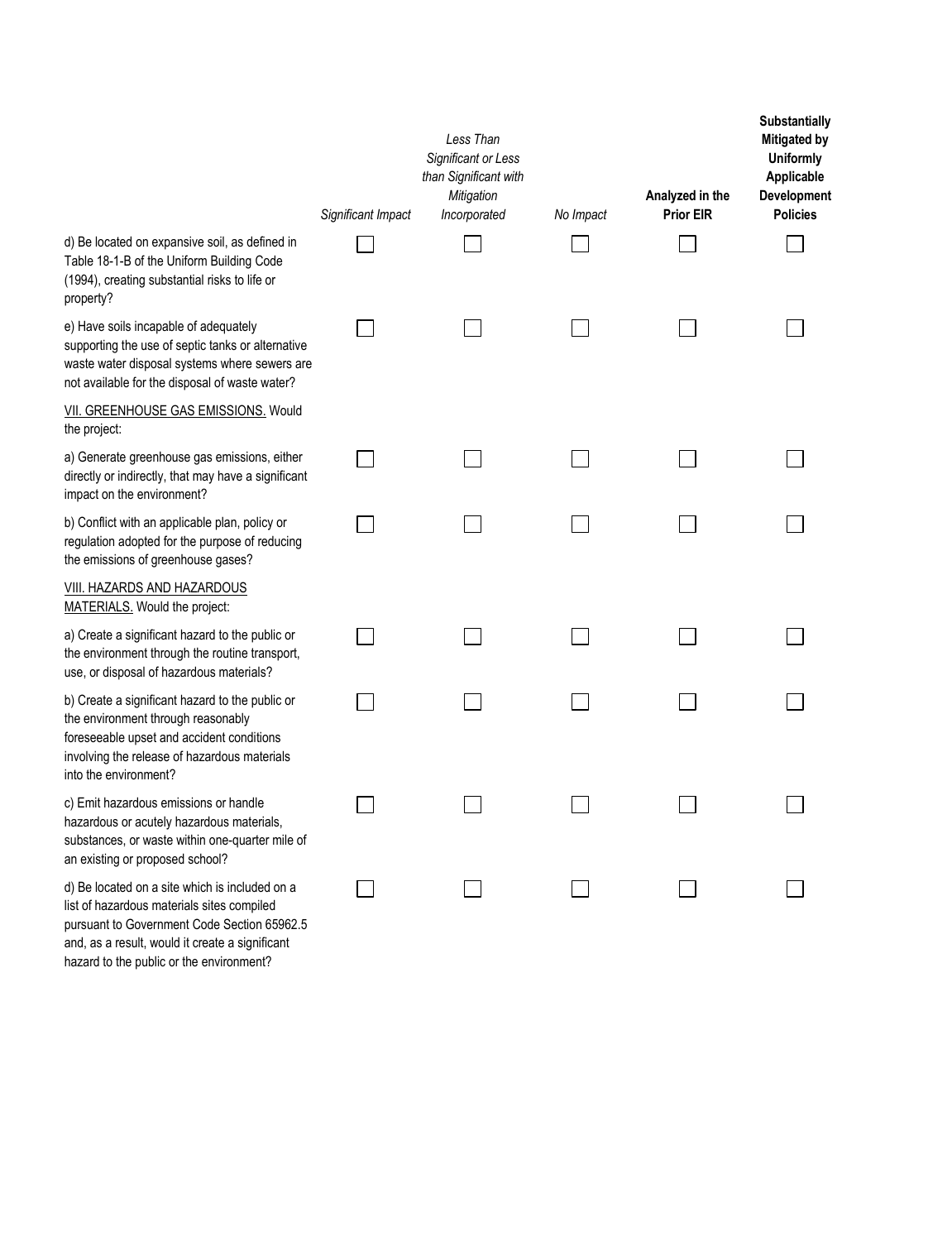| | *Significant Impact* | *Less Than Significant or Less than Significant with Mitigation Incorporated* | *No Impact* | **Analyzed in the Prior EIR** | **Substantially Mitigated by Uniformly Applicable Development Policies** |
|---|---|---|---|---|---|
| d) Be located on expansive soil, as defined in Table 18-1-B of the Uniform Building Code (1994), creating substantial risks to life or property? | ☐ | ☐ | ☐ | ☐ | ☐ |
| e) Have soils incapable of adequately supporting the use of septic tanks or alternative waste water disposal systems where sewers are not available for the disposal of waste water? | ☐ | ☐ | ☐ | ☐ | ☐ |
| VII. GREENHOUSE GAS EMISSIONS. Would the project: | | | | | |
| a) Generate greenhouse gas emissions, either directly or indirectly, that may have a significant impact on the environment? | ☐ | ☐ | ☐ | ☐ | ☐ |
| b) Conflict with an applicable plan, policy or regulation adopted for the purpose of reducing the emissions of greenhouse gases? | ☐ | ☐ | ☐ | ☐ | ☐ |
| VIII. HAZARDS AND HAZARDOUS MATERIALS. Would the project: | | | | | |
| a) Create a significant hazard to the public or the environment through the routine transport, use, or disposal of hazardous materials? | ☐ | ☐ | ☐ | ☐ | ☐ |
| b) Create a significant hazard to the public or the environment through reasonably foreseeable upset and accident conditions involving the release of hazardous materials into the environment? | ☐ | ☐ | ☐ | ☐ | ☐ |
| c) Emit hazardous emissions or handle hazardous or acutely hazardous materials, substances, or waste within one-quarter mile of an existing or proposed school? | ☐ | ☐ | ☐ | ☐ | ☐ |
| d) Be located on a site which is included on a list of hazardous materials sites compiled pursuant to Government Code Section 65962.5 and, as a result, would it create a significant hazard to the public or the environment? | ☐ | ☐ | ☐ | ☐ | ☐ |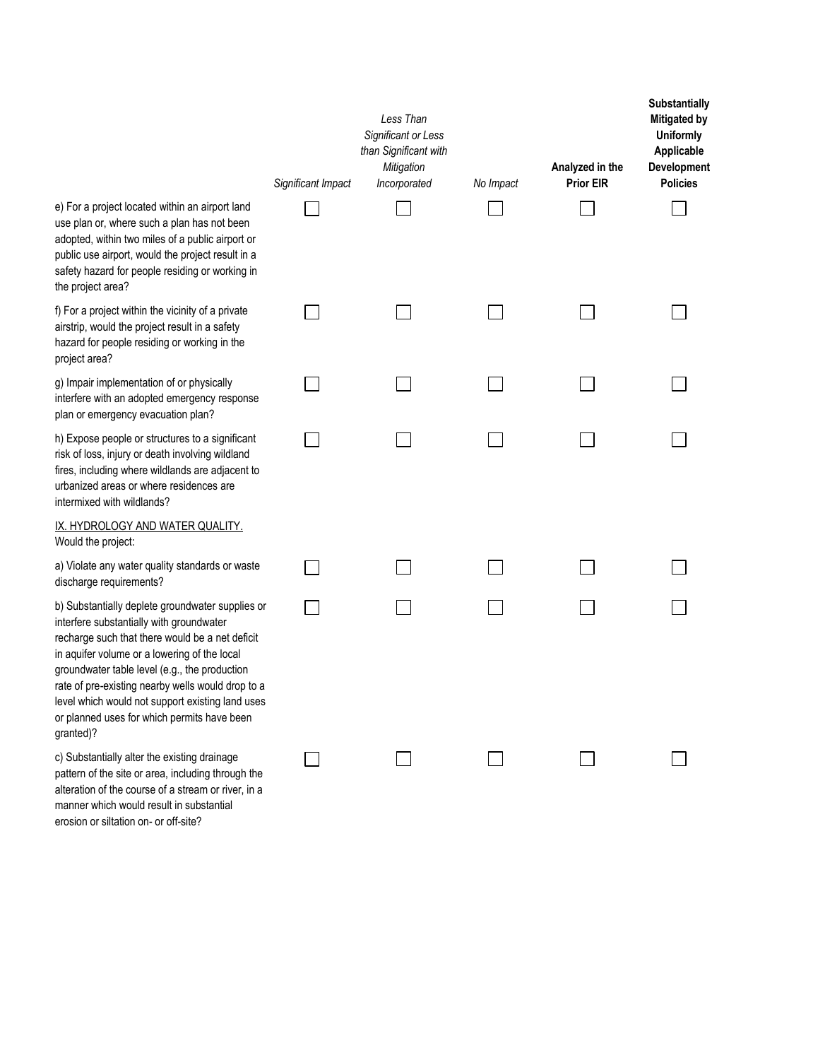| | *Significant Impact* | *Less Than Significant or Less than Significant with Mitigation Incorporated* | *No Impact* | **Analyzed in the Prior EIR** | **Substantially Mitigated by Uniformly Applicable Development Policies** |
|---|---|---|---|---|---|
| e) For a project located within an airport land use plan or, where such a plan has not been adopted, within two miles of a public airport or public use airport, would the project result in a safety hazard for people residing or working in the project area? | ☐ | ☐ | ☐ | ☐ | ☐ |
| f) For a project within the vicinity of a private airstrip, would the project result in a safety hazard for people residing or working in the project area? | ☐ | ☐ | ☐ | ☐ | ☐ |
| g) Impair implementation of or physically interfere with an adopted emergency response plan or emergency evacuation plan? | ☐ | ☐ | ☐ | ☐ | ☐ |
| h) Expose people or structures to a significant risk of loss, injury or death involving wildland fires, including where wildlands are adjacent to urbanized areas or where residences are intermixed with wildlands? | ☐ | ☐ | ☐ | ☐ | ☐ |
| <u>IX. HYDROLOGY AND WATER QUALITY.</u> Would the project: | | | | | |
| a) Violate any water quality standards or waste discharge requirements? | ☐ | ☐ | ☐ | ☐ | ☐ |
| b) Substantially deplete groundwater supplies or interfere substantially with groundwater recharge such that there would be a net deficit in aquifer volume or a lowering of the local groundwater table level (e.g., the production rate of pre-existing nearby wells would drop to a level which would not support existing land uses or planned uses for which permits have been granted)? | ☐ | ☐ | ☐ | ☐ | ☐ |
| c) Substantially alter the existing drainage pattern of the site or area, including through the alteration of the course of a stream or river, in a manner which would result in substantial erosion or siltation on- or off-site? | ☐ | ☐ | ☐ | ☐ | ☐ |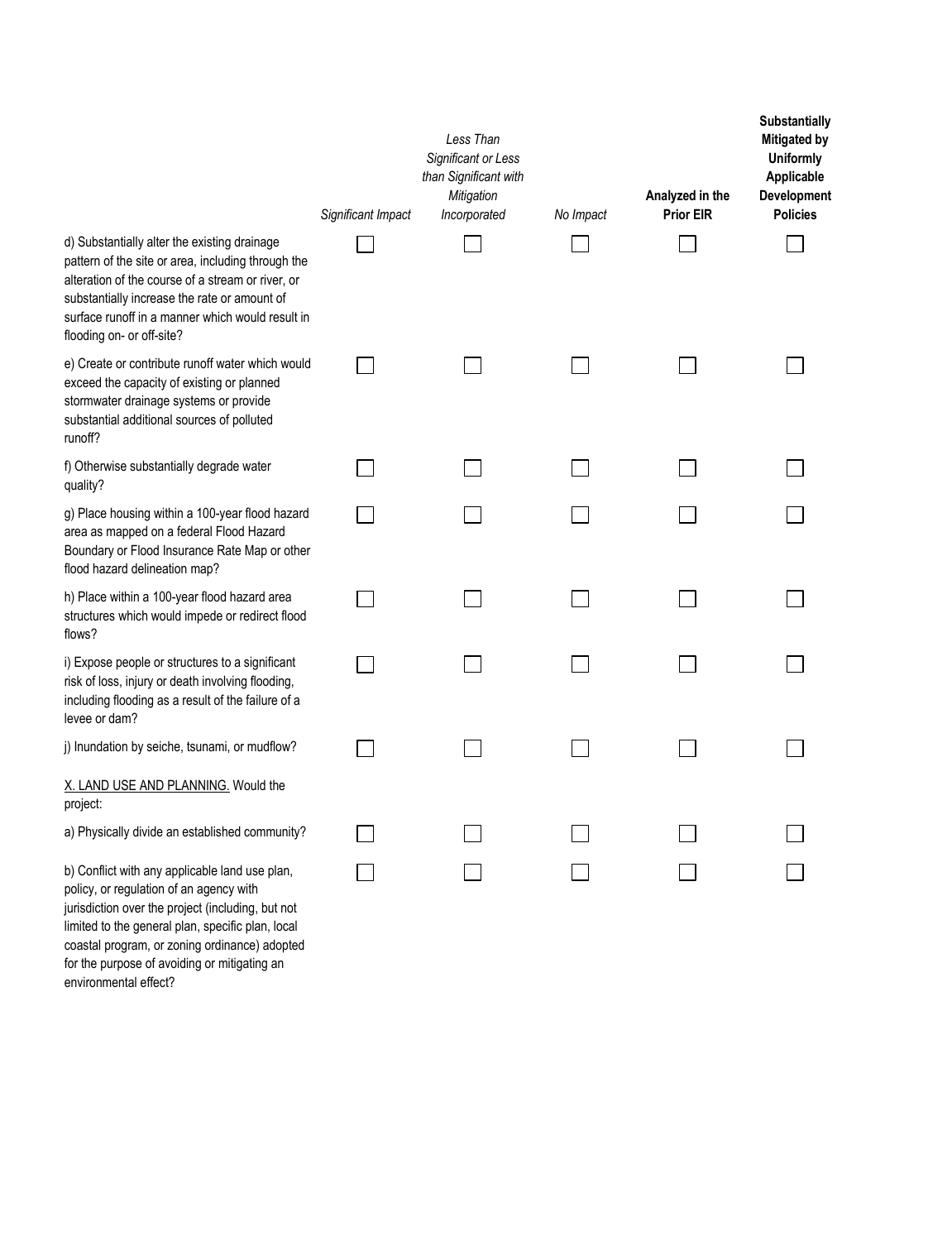| | *Significant Impact* | *Less Than Significant or Less than Significant with Mitigation Incorporated* | *No Impact* | **Analyzed in the Prior EIR** | **Substantially Mitigated by Uniformly Applicable Development Policies** |
|---|---|---|---|---|---|
| d) Substantially alter the existing drainage pattern of the site or area, including through the alteration of the course of a stream or river, or substantially increase the rate or amount of surface runoff in a manner which would result in flooding on- or off-site? | ☐ | ☐ | ☐ | ☐ | ☐ |
| e) Create or contribute runoff water which would exceed the capacity of existing or planned stormwater drainage systems or provide substantial additional sources of polluted runoff? | ☐ | ☐ | ☐ | ☐ | ☐ |
| f) Otherwise substantially degrade water quality? | ☐ | ☐ | ☐ | ☐ | ☐ |
| g) Place housing within a 100-year flood hazard area as mapped on a federal Flood Hazard Boundary or Flood Insurance Rate Map or other flood hazard delineation map? | ☐ | ☐ | ☐ | ☐ | ☐ |
| h) Place within a 100-year flood hazard area structures which would impede or redirect flood flows? | ☐ | ☐ | ☐ | ☐ | ☐ |
| i) Expose people or structures to a significant risk of loss, injury or death involving flooding, including flooding as a result of the failure of a levee or dam? | ☐ | ☐ | ☐ | ☐ | ☐ |
| j) Inundation by seiche, tsunami, or mudflow? | ☐ | ☐ | ☐ | ☐ | ☐ |
| <u>X. LAND USE AND PLANNING.</u> Would the project: | | | | | |
| a) Physically divide an established community? | ☐ | ☐ | ☐ | ☐ | ☐ |
| b) Conflict with any applicable land use plan, policy, or regulation of an agency with jurisdiction over the project (including, but not limited to the general plan, specific plan, local coastal program, or zoning ordinance) adopted for the purpose of avoiding or mitigating an environmental effect? | ☐ | ☐ | ☐ | ☐ | ☐ |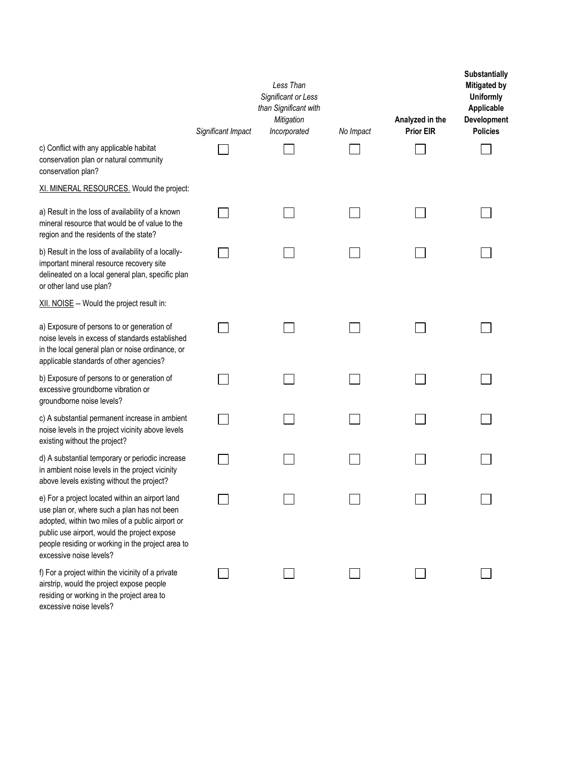| | *Significant Impact* | *Less Than Significant or Less than Significant with Mitigation Incorporated* | *No Impact* | **Analyzed in the Prior EIR** | **Substantially Mitigated by Uniformly Applicable Development Policies** |
|---|---|---|---|---|---|
| c) Conflict with any applicable habitat conservation plan or natural community conservation plan? | ☐ | ☐ | ☐ | ☐ | ☐ |
| XI. MINERAL RESOURCES. Would the project: | | | | | |
| a) Result in the loss of availability of a known mineral resource that would be of value to the region and the residents of the state? | ☐ | ☐ | ☐ | ☐ | ☐ |
| b) Result in the loss of availability of a locally-important mineral resource recovery site delineated on a local general plan, specific plan or other land use plan? | ☐ | ☐ | ☐ | ☐ | ☐ |
| XII. NOISE -- Would the project result in: | | | | | |
| a) Exposure of persons to or generation of noise levels in excess of standards established in the local general plan or noise ordinance, or applicable standards of other agencies? | ☐ | ☐ | ☐ | ☐ | ☐ |
| b) Exposure of persons to or generation of excessive groundborne vibration or groundborne noise levels? | ☐ | ☐ | ☐ | ☐ | ☐ |
| c) A substantial permanent increase in ambient noise levels in the project vicinity above levels existing without the project? | ☐ | ☐ | ☐ | ☐ | ☐ |
| d) A substantial temporary or periodic increase in ambient noise levels in the project vicinity above levels existing without the project? | ☐ | ☐ | ☐ | ☐ | ☐ |
| e) For a project located within an airport land use plan or, where such a plan has not been adopted, within two miles of a public airport or public use airport, would the project expose people residing or working in the project area to excessive noise levels? | ☐ | ☐ | ☐ | ☐ | ☐ |
| f) For a project within the vicinity of a private airstrip, would the project expose people residing or working in the project area to excessive noise levels? | ☐ | ☐ | ☐ | ☐ | ☐ |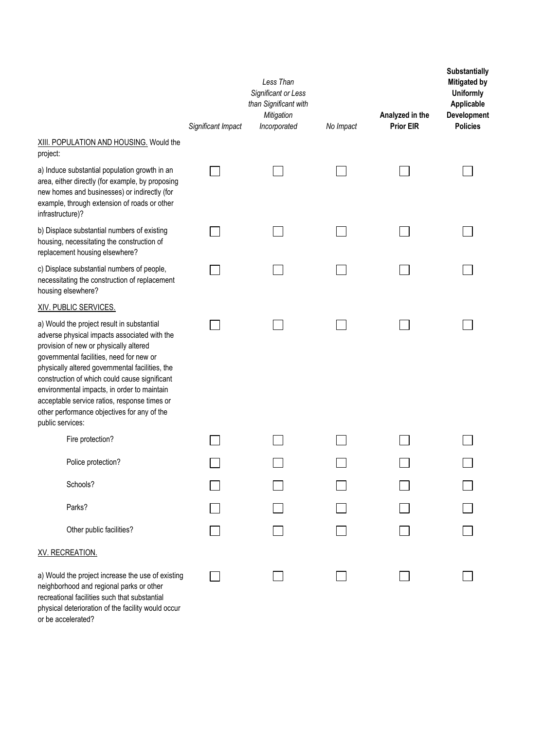| | *Significant Impact* | *Less Than Significant or Less than Significant with Mitigation Incorporated* | *No Impact* | **Analyzed in the Prior EIR** | **Substantially Mitigated by Uniformly Applicable Development Policies** |
|---|---|---|---|---|---|
| XIII. POPULATION AND HOUSING. Would the project: | | | | | |
| a) Induce substantial population growth in an area, either directly (for example, by proposing new homes and businesses) or indirectly (for example, through extension of roads or other infrastructure)? | ☐ | ☐ | ☐ | ☐ | ☐ |
| b) Displace substantial numbers of existing housing, necessitating the construction of replacement housing elsewhere? | ☐ | ☐ | ☐ | ☐ | ☐ |
| c) Displace substantial numbers of people, necessitating the construction of replacement housing elsewhere? | ☐ | ☐ | ☐ | ☐ | ☐ |
| XIV. PUBLIC SERVICES. | | | | | |
| a) Would the project result in substantial adverse physical impacts associated with the provision of new or physically altered governmental facilities, need for new or physically altered governmental facilities, the construction of which could cause significant environmental impacts, in order to maintain acceptable service ratios, response times or other performance objectives for any of the public services: | ☐ | ☐ | ☐ | ☐ | ☐ |
| Fire protection? | ☐ | ☐ | ☐ | ☐ | ☐ |
| Police protection? | ☐ | ☐ | ☐ | ☐ | ☐ |
| Schools? | ☐ | ☐ | ☐ | ☐ | ☐ |
| Parks? | ☐ | ☐ | ☐ | ☐ | ☐ |
| Other public facilities? | ☐ | ☐ | ☐ | ☐ | ☐ |
| XV. RECREATION. | | | | | |
| a) Would the project increase the use of existing neighborhood and regional parks or other recreational facilities such that substantial physical deterioration of the facility would occur or be accelerated? | ☐ | ☐ | ☐ | ☐ | ☐ |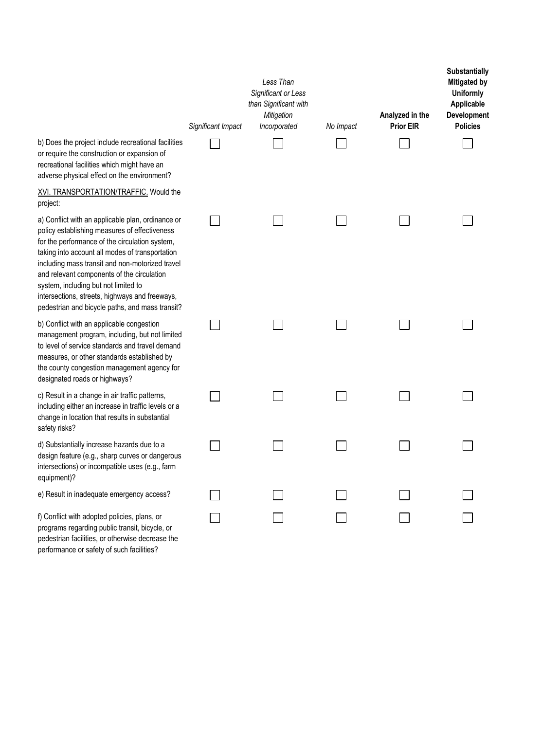| | *Significant Impact* | *Less Than Significant or Less than Significant with Mitigation Incorporated* | *No Impact* | **Analyzed in the Prior EIR** | **Substantially Mitigated by Uniformly Applicable Development Policies** |
|---|---|---|---|---|---|
| b) Does the project include recreational facilities or require the construction or expansion of recreational facilities which might have an adverse physical effect on the environment? | ☐ | ☐ | ☐ | ☐ | ☐ |
| <u>XVI. TRANSPORTATION/TRAFFIC.</u> Would the project: | | | | | |
| a) Conflict with an applicable plan, ordinance or policy establishing measures of effectiveness for the performance of the circulation system, taking into account all modes of transportation including mass transit and non-motorized travel and relevant components of the circulation system, including but not limited to intersections, streets, highways and freeways, pedestrian and bicycle paths, and mass transit? | ☐ | ☐ | ☐ | ☐ | ☐ |
| b) Conflict with an applicable congestion management program, including, but not limited to level of service standards and travel demand measures, or other standards established by the county congestion management agency for designated roads or highways? | ☐ | ☐ | ☐ | ☐ | ☐ |
| c) Result in a change in air traffic patterns, including either an increase in traffic levels or a change in location that results in substantial safety risks? | ☐ | ☐ | ☐ | ☐ | ☐ |
| d) Substantially increase hazards due to a design feature (e.g., sharp curves or dangerous intersections) or incompatible uses (e.g., farm equipment)? | ☐ | ☐ | ☐ | ☐ | ☐ |
| e) Result in inadequate emergency access? | ☐ | ☐ | ☐ | ☐ | ☐ |
| f) Conflict with adopted policies, plans, or programs regarding public transit, bicycle, or pedestrian facilities, or otherwise decrease the performance or safety of such facilities? | ☐ | ☐ | ☐ | ☐ | ☐ |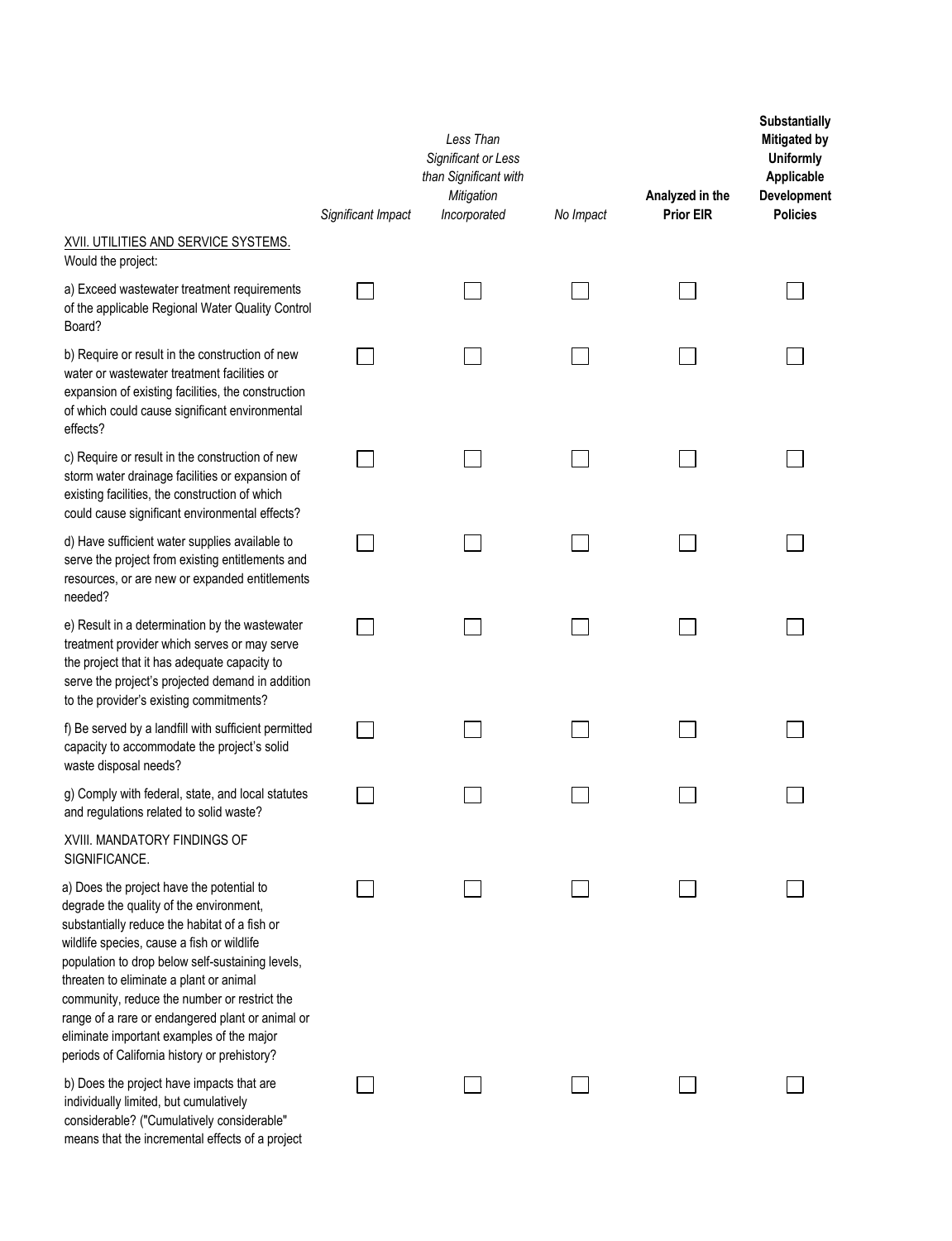| | *Significant Impact* | *Less Than Significant or Less than Significant with Mitigation Incorporated* | *No Impact* | **Analyzed in the Prior EIR** | **Substantially Mitigated by Uniformly Applicable Development Policies** |
|---|---|---|---|---|---|
| XVII. UTILITIES AND SERVICE SYSTEMS. Would the project: | | | | | |
| a) Exceed wastewater treatment requirements of the applicable Regional Water Quality Control Board? | ☐ | ☐ | ☐ | ☐ | ☐ |
| b) Require or result in the construction of new water or wastewater treatment facilities or expansion of existing facilities, the construction of which could cause significant environmental effects? | ☐ | ☐ | ☐ | ☐ | ☐ |
| c) Require or result in the construction of new storm water drainage facilities or expansion of existing facilities, the construction of which could cause significant environmental effects? | ☐ | ☐ | ☐ | ☐ | ☐ |
| d) Have sufficient water supplies available to serve the project from existing entitlements and resources, or are new or expanded entitlements needed? | ☐ | ☐ | ☐ | ☐ | ☐ |
| e) Result in a determination by the wastewater treatment provider which serves or may serve the project that it has adequate capacity to serve the project's projected demand in addition to the provider's existing commitments? | ☐ | ☐ | ☐ | ☐ | ☐ |
| f) Be served by a landfill with sufficient permitted capacity to accommodate the project's solid waste disposal needs? | ☐ | ☐ | ☐ | ☐ | ☐ |
| g) Comply with federal, state, and local statutes and regulations related to solid waste? | ☐ | ☐ | ☐ | ☐ | ☐ |
| XVIII. MANDATORY FINDINGS OF SIGNIFICANCE. | | | | | |
| a) Does the project have the potential to degrade the quality of the environment, substantially reduce the habitat of a fish or wildlife species, cause a fish or wildlife population to drop below self-sustaining levels, threaten to eliminate a plant or animal community, reduce the number or restrict the range of a rare or endangered plant or animal or eliminate important examples of the major periods of California history or prehistory? | ☐ | ☐ | ☐ | ☐ | ☐ |
| b) Does the project have impacts that are individually limited, but cumulatively considerable? ("Cumulatively considerable" means that the incremental effects of a project | ☐ | ☐ | ☐ | ☐ | ☐ |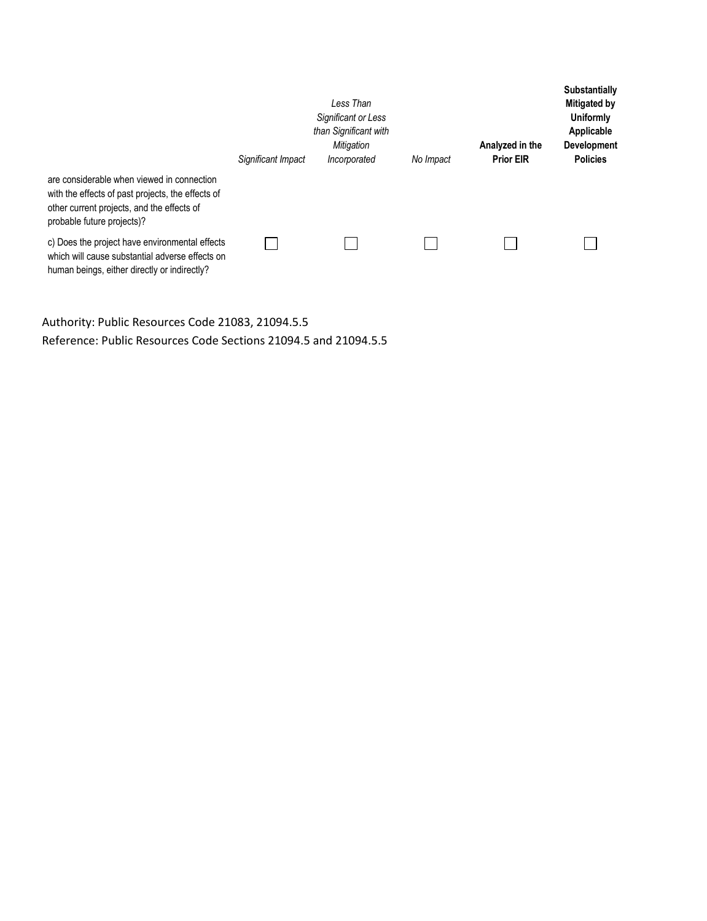| | *Significant Impact* | *Less Than Significant or Less than Significant with Mitigation Incorporated* | *No Impact* | **Analyzed in the Prior EIR** | **Substantially Mitigated by Uniformly Applicable Development Policies** |
|---|---|---|---|---|---|
| are considerable when viewed in connection with the effects of past projects, the effects of other current projects, and the effects of probable future projects)? | | | | | |
| c) Does the project have environmental effects which will cause substantial adverse effects on human beings, either directly or indirectly? | ☐ | ☐ | ☐ | ☐ | ☐ |

Authority: Public Resources Code 21083, 21094.5.5

Reference: Public Resources Code Sections 21094.5 and 21094.5.5